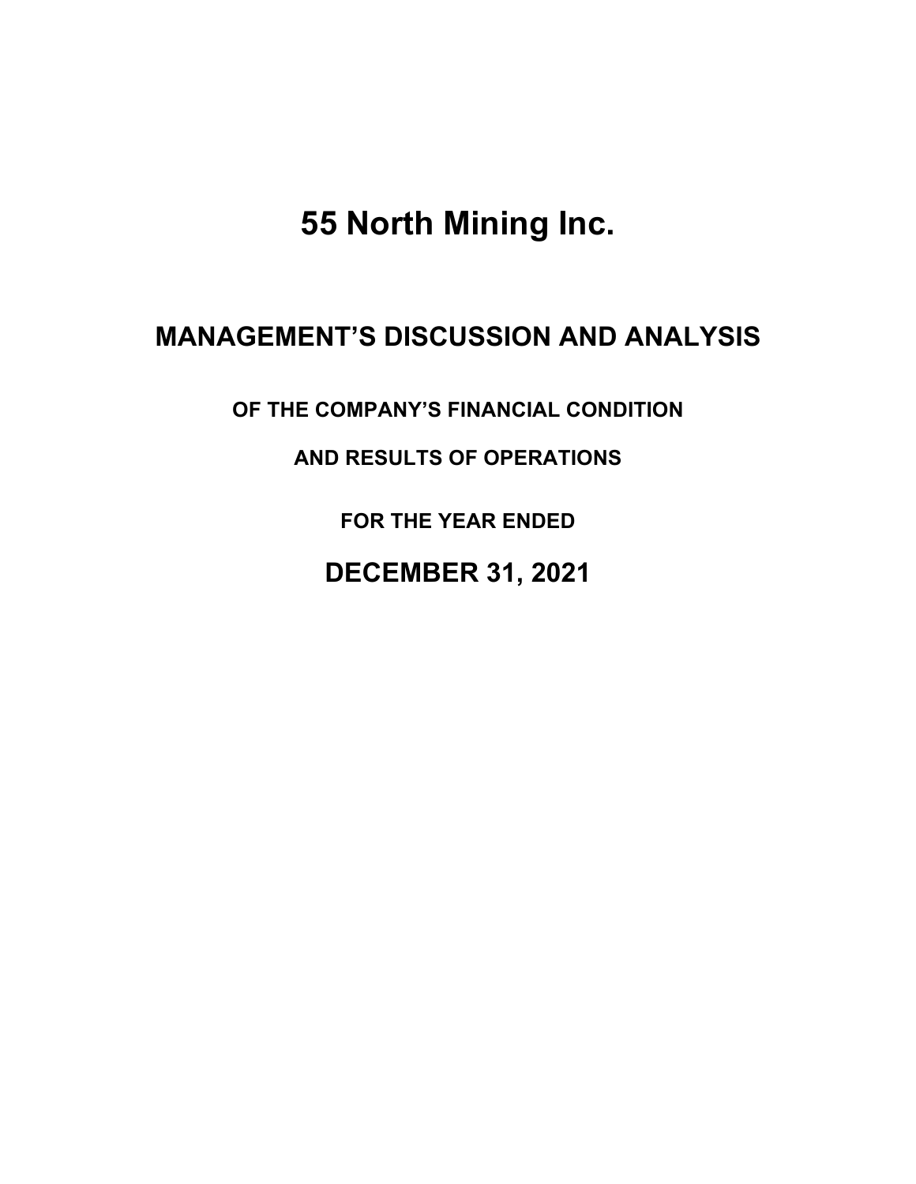# 55 North Mining Inc.

## MANAGEMENT'S DISCUSSION AND ANALYSIS

### OF THE COMPANY'S FINANCIAL CONDITION

### AND RESULTS OF OPERATIONS

### FOR THE YEAR ENDED

## DECEMBER 31, 2021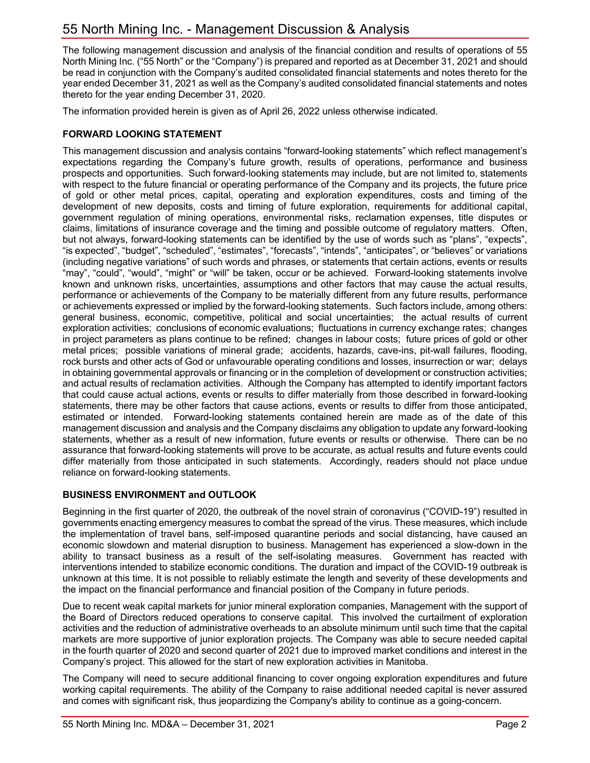# 55 North Mining Inc. - Management Discussion & Analysis

The following management discussion and analysis of the financial condition and results of operations of 55 North Mining Inc. ("55 North" or the "Company") is prepared and reported as at December 31, 2021 and should be read in conjunction with the Company's audited consolidated financial statements and notes thereto for the year ended December 31, 2021 as well as the Company's audited consolidated financial statements and notes thereto for the year ending December 31, 2020.

The information provided herein is given as of April 26, 2022 unless otherwise indicated.

## FORWARD LOOKING STATEMENT

This management discussion and analysis contains "forward-looking statements" which reflect management's expectations regarding the Company's future growth, results of operations, performance and business prospects and opportunities. Such forward-looking statements may include, but are not limited to, statements with respect to the future financial or operating performance of the Company and its projects, the future price of gold or other metal prices, capital, operating and exploration expenditures, costs and timing of the development of new deposits, costs and timing of future exploration, requirements for additional capital, government regulation of mining operations, environmental risks, reclamation expenses, title disputes or claims, limitations of insurance coverage and the timing and possible outcome of regulatory matters. Often, but not always, forward-looking statements can be identified by the use of words such as "plans", "expects", "is expected", "budget", "scheduled", "estimates", "forecasts", "intends", "anticipates", or "believes" or variations (including negative variations" of such words and phrases, or statements that certain actions, events or results "may", "could", "would", "might" or "will" be taken, occur or be achieved. Forward-looking statements involve known and unknown risks, uncertainties, assumptions and other factors that may cause the actual results, performance or achievements of the Company to be materially different from any future results, performance or achievements expressed or implied by the forward-looking statements. Such factors include, among others: general business, economic, competitive, political and social uncertainties; the actual results of current exploration activities; conclusions of economic evaluations; fluctuations in currency exchange rates; changes in project parameters as plans continue to be refined; changes in labour costs; future prices of gold or other metal prices; possible variations of mineral grade; accidents, hazards, cave-ins, pit-wall failures, flooding, rock bursts and other acts of God or unfavourable operating conditions and losses, insurrection or war; delays in obtaining governmental approvals or financing or in the completion of development or construction activities; and actual results of reclamation activities. Although the Company has attempted to identify important factors that could cause actual actions, events or results to differ materially from those described in forward-looking statements, there may be other factors that cause actions, events or results to differ from those anticipated, estimated or intended. Forward-looking statements contained herein are made as of the date of this management discussion and analysis and the Company disclaims any obligation to update any forward-looking statements, whether as a result of new information, future events or results or otherwise. There can be no assurance that forward-looking statements will prove to be accurate, as actual results and future events could differ materially from those anticipated in such statements. Accordingly, readers should not place undue reliance on forward-looking statements.

## BUSINESS ENVIRONMENT and OUTLOOK

Beginning in the first quarter of 2020, the outbreak of the novel strain of coronavirus ("COVID-19") resulted in governments enacting emergency measures to combat the spread of the virus. These measures, which include the implementation of travel bans, self-imposed quarantine periods and social distancing, have caused an economic slowdown and material disruption to business. Management has experienced a slow-down in the ability to transact business as a result of the self-isolating measures. Government has reacted with interventions intended to stabilize economic conditions. The duration and impact of the COVID-19 outbreak is unknown at this time. It is not possible to reliably estimate the length and severity of these developments and the impact on the financial performance and financial position of the Company in future periods.

Due to recent weak capital markets for junior mineral exploration companies, Management with the support of the Board of Directors reduced operations to conserve capital. This involved the curtailment of exploration activities and the reduction of administrative overheads to an absolute minimum until such time that the capital markets are more supportive of junior exploration projects. The Company was able to secure needed capital in the fourth quarter of 2020 and second quarter of 2021 due to improved market conditions and interest in the Company's project. This allowed for the start of new exploration activities in Manitoba.

The Company will need to secure additional financing to cover ongoing exploration expenditures and future working capital requirements. The ability of the Company to raise additional needed capital is never assured and comes with significant risk, thus jeopardizing the Company's ability to continue as a going-concern.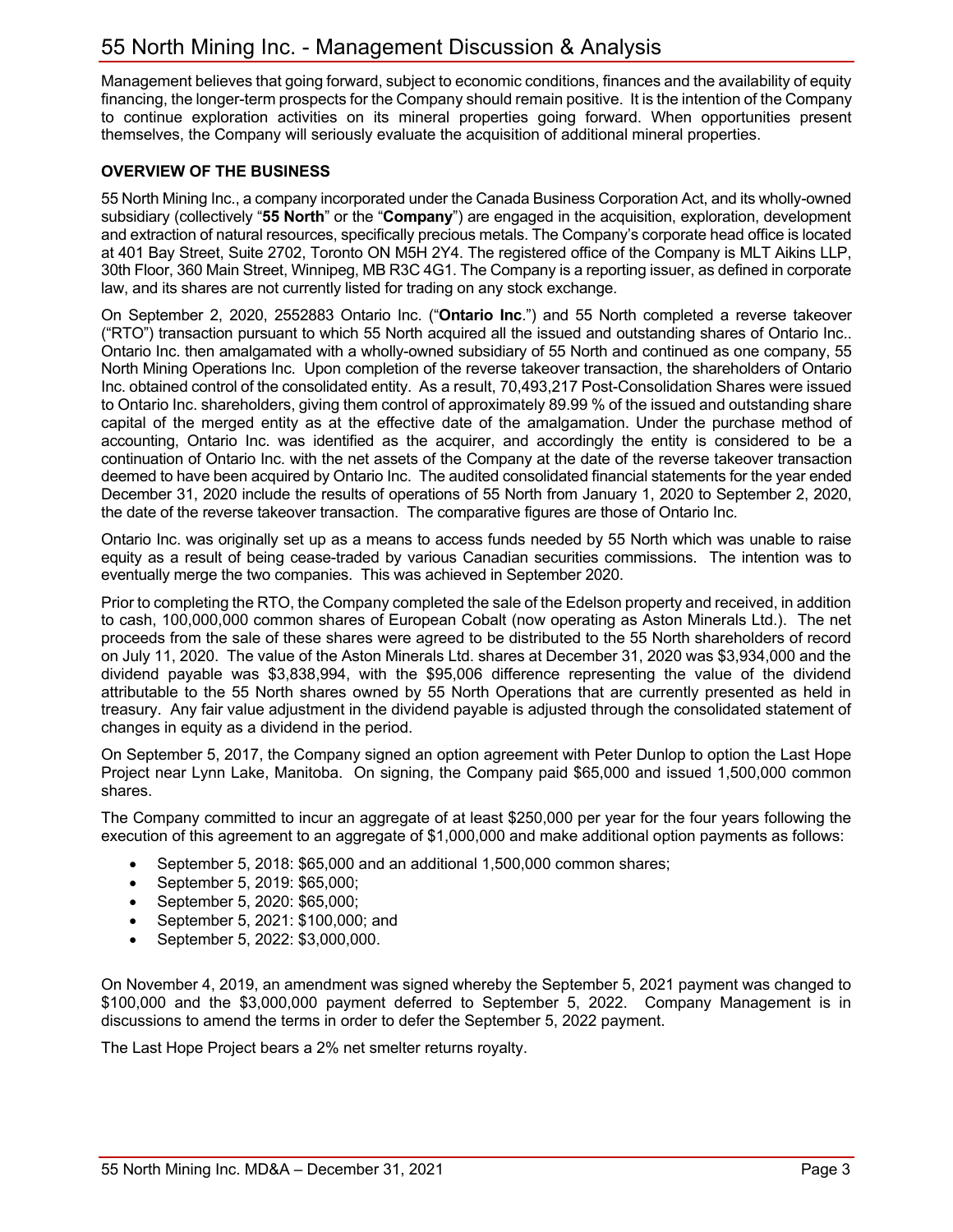Management believes that going forward, subject to economic conditions, finances and the availability of equity financing, the longer-term prospects for the Company should remain positive. It is the intention of the Company to continue exploration activities on its mineral properties going forward. When opportunities present themselves, the Company will seriously evaluate the acquisition of additional mineral properties.

## OVERVIEW OF THE BUSINESS

55 North Mining Inc., a company incorporated under the Canada Business Corporation Act, and its wholly-owned subsidiary (collectively "**55 North**" or the "**Company**") are engaged in the acquisition, exploration, development and extraction of natural resources, specifically precious metals. The Company's corporate head office is located at 401 Bay Street, Suite 2702, Toronto ON M5H 2Y4. The registered office of the Company is MLT Aikins LLP, 30th Floor, 360 Main Street, Winnipeg, MB R3C 4G1. The Company is a reporting issuer, as defined in corporate law, and its shares are not currently listed for trading on any stock exchange.

On September 2, 2020, 2552883 Ontario Inc. ("**Ontario Inc**.") and 55 North completed a reverse takeover ("RTO") transaction pursuant to which 55 North acquired all the issued and outstanding shares of Ontario Inc.. Ontario Inc. then amalgamated with a wholly-owned subsidiary of 55 North and continued as one company, 55 North Mining Operations Inc. Upon completion of the reverse takeover transaction, the shareholders of Ontario Inc. obtained control of the consolidated entity. As a result, 70,493,217 Post-Consolidation Shares were issued to Ontario Inc. shareholders, giving them control of approximately 89.99 % of the issued and outstanding share capital of the merged entity as at the effective date of the amalgamation. Under the purchase method of accounting, Ontario Inc. was identified as the acquirer, and accordingly the entity is considered to be a continuation of Ontario Inc. with the net assets of the Company at the date of the reverse takeover transaction deemed to have been acquired by Ontario Inc. The audited consolidated financial statements for the year ended December 31, 2020 include the results of operations of 55 North from January 1, 2020 to September 2, 2020, the date of the reverse takeover transaction. The comparative figures are those of Ontario Inc.

Ontario Inc. was originally set up as a means to access funds needed by 55 North which was unable to raise equity as a result of being cease-traded by various Canadian securities commissions. The intention was to eventually merge the two companies. This was achieved in September 2020.

Prior to completing the RTO, the Company completed the sale of the Edelson property and received, in addition to cash, 100,000,000 common shares of European Cobalt (now operating as Aston Minerals Ltd.). The net proceeds from the sale of these shares were agreed to be distributed to the 55 North shareholders of record on July 11, 2020. The value of the Aston Minerals Ltd. shares at December 31, 2020 was $3,934,000 and the dividend payable was $3,838,994, with the $95,006 difference representing the value of the dividend attributable to the 55 North shares owned by 55 North Operations that are currently presented as held in treasury. Any fair value adjustment in the dividend payable is adjusted through the consolidated statement of changes in equity as a dividend in the period.

On September 5, 2017, the Company signed an option agreement with Peter Dunlop to option the Last Hope Project near Lynn Lake, Manitoba. On signing, the Company paid $65,000 and issued 1,500,000 common shares.

The Company committed to incur an aggregate of at least $250,000 per year for the four years following the execution of this agreement to an aggregate of $1,000,000 and make additional option payments as follows:

- September 5, 2018: $65,000 and an additional 1,500,000 common shares;
- September 5, 2019: $65,000;
- September 5, 2020: $65,000;
- September 5, 2021: $100,000; and
- September 5, 2022: $3,000,000.

On November 4, 2019, an amendment was signed whereby the September 5, 2021 payment was changed to $100,000 and the $3,000,000 payment deferred to September 5, 2022. Company Management is in discussions to amend the terms in order to defer the September 5, 2022 payment.

The Last Hope Project bears a 2% net smelter returns royalty.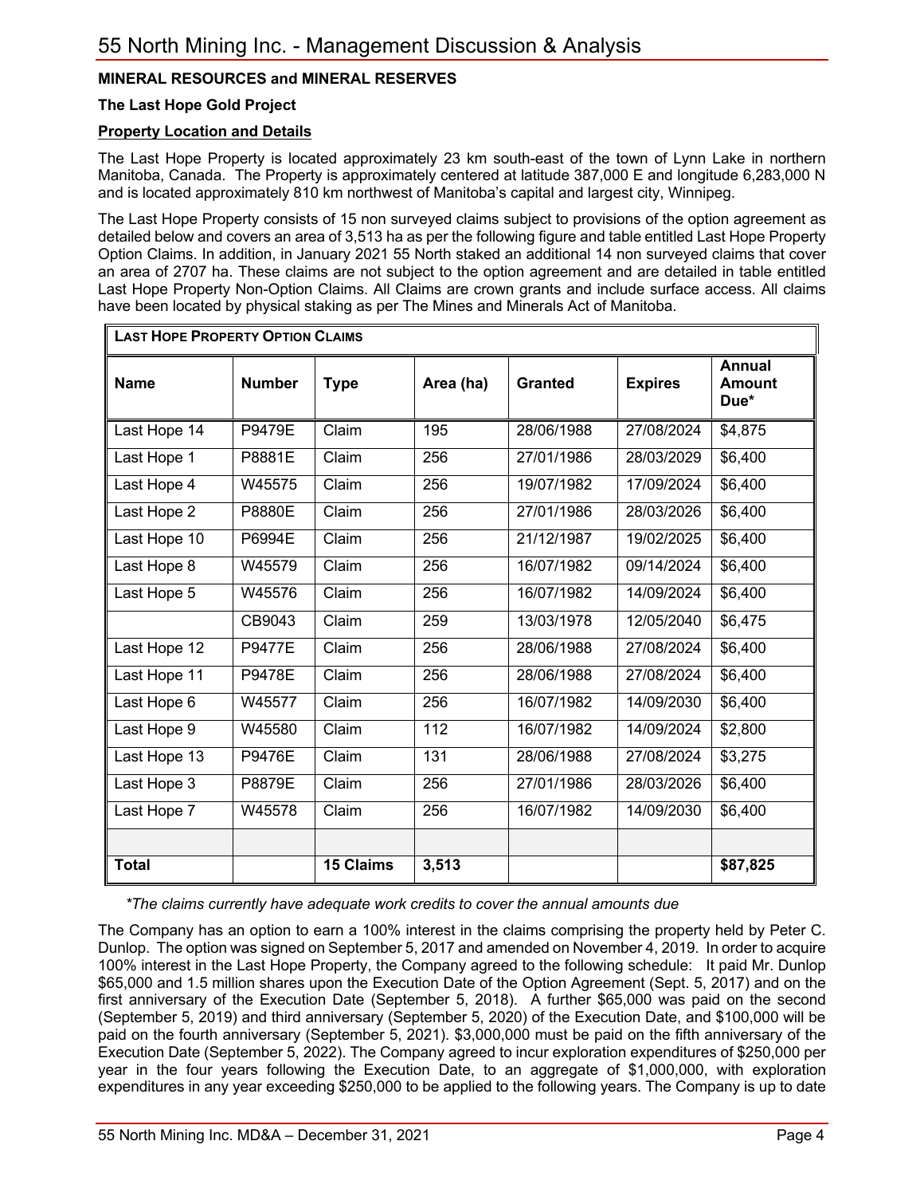## MINERAL RESOURCES and MINERAL RESERVES

### The Last Hope Gold Project

**Property Location and Details**

The Last Hope Property is located approximately 23 km south-east of the town of Lynn Lake in northern Manitoba, Canada. The Property is approximately centered at latitude 387,000 E and longitude 6,283,000 N and is located approximately 810 km northwest of Manitoba's capital and largest city, Winnipeg.

The Last Hope Property consists of 15 non surveyed claims subject to provisions of the option agreement as detailed below and covers an area of 3,513 ha as per the following figure and table entitled Last Hope Property Option Claims. In addition, in January 2021 55 North staked an additional 14 non surveyed claims that cover an area of 2707 ha. These claims are not subject to the option agreement and are detailed in table entitled Last Hope Property Non-Option Claims. All Claims are crown grants and include surface access. All claims have been located by physical staking as per The Mines and Minerals Act of Manitoba.

**LAST HOPE PROPERTY OPTION CLAIMS**

| Name | Number | Type | Area (ha) | Granted | Expires | Annual Amount Due* |
|---|---|---|---|---|---|---|
| Last Hope 14 | P9479E | Claim | 195 | 28/06/1988 | 27/08/2024 | $4,875 |
| Last Hope 1 | P8881E | Claim | 256 | 27/01/1986 | 28/03/2029 | $6,400 |
| Last Hope 4 | W45575 | Claim | 256 | 19/07/1982 | 17/09/2024 | $6,400 |
| Last Hope 2 | P8880E | Claim | 256 | 27/01/1986 | 28/03/2026 | $6,400 |
| Last Hope 10 | P6994E | Claim | 256 | 21/12/1987 | 19/02/2025 | $6,400 |
| Last Hope 8 | W45579 | Claim | 256 | 16/07/1982 | 09/14/2024 | $6,400 |
| Last Hope 5 | W45576 | Claim | 256 | 16/07/1982 | 14/09/2024 | $6,400 |
| | CB9043 | Claim | 259 | 13/03/1978 | 12/05/2040 | $6,475 |
| Last Hope 12 | P9477E | Claim | 256 | 28/06/1988 | 27/08/2024 | $6,400 |
| Last Hope 11 | P9478E | Claim | 256 | 28/06/1988 | 27/08/2024 | $6,400 |
| Last Hope 6 | W45577 | Claim | 256 | 16/07/1982 | 14/09/2030 | $6,400 |
| Last Hope 9 | W45580 | Claim | 112 | 16/07/1982 | 14/09/2024 | $2,800 |
| Last Hope 13 | P9476E | Claim | 131 | 28/06/1988 | 27/08/2024 | $3,275 |
| Last Hope 3 | P8879E | Claim | 256 | 27/01/1986 | 28/03/2026 | $6,400 |
| Last Hope 7 | W45578 | Claim | 256 | 16/07/1982 | 14/09/2030 | $6,400 |
| | | | | | | |
| **Total** | | **15 Claims** | **3,513** | | | **$87,825** |

*\*The claims currently have adequate work credits to cover the annual amounts due*

The Company has an option to earn a 100% interest in the claims comprising the property held by Peter C. Dunlop. The option was signed on September 5, 2017 and amended on November 4, 2019. In order to acquire 100% interest in the Last Hope Property, the Company agreed to the following schedule: It paid Mr. Dunlop $65,000 and 1.5 million shares upon the Execution Date of the Option Agreement (Sept. 5, 2017) and on the first anniversary of the Execution Date (September 5, 2018). A further $65,000 was paid on the second (September 5, 2019) and third anniversary (September 5, 2020) of the Execution Date, and $100,000 will be paid on the fourth anniversary (September 5, 2021). $3,000,000 must be paid on the fifth anniversary of the Execution Date (September 5, 2022). The Company agreed to incur exploration expenditures of $250,000 per year in the four years following the Execution Date, to an aggregate of $1,000,000, with exploration expenditures in any year exceeding $250,000 to be applied to the following years. The Company is up to date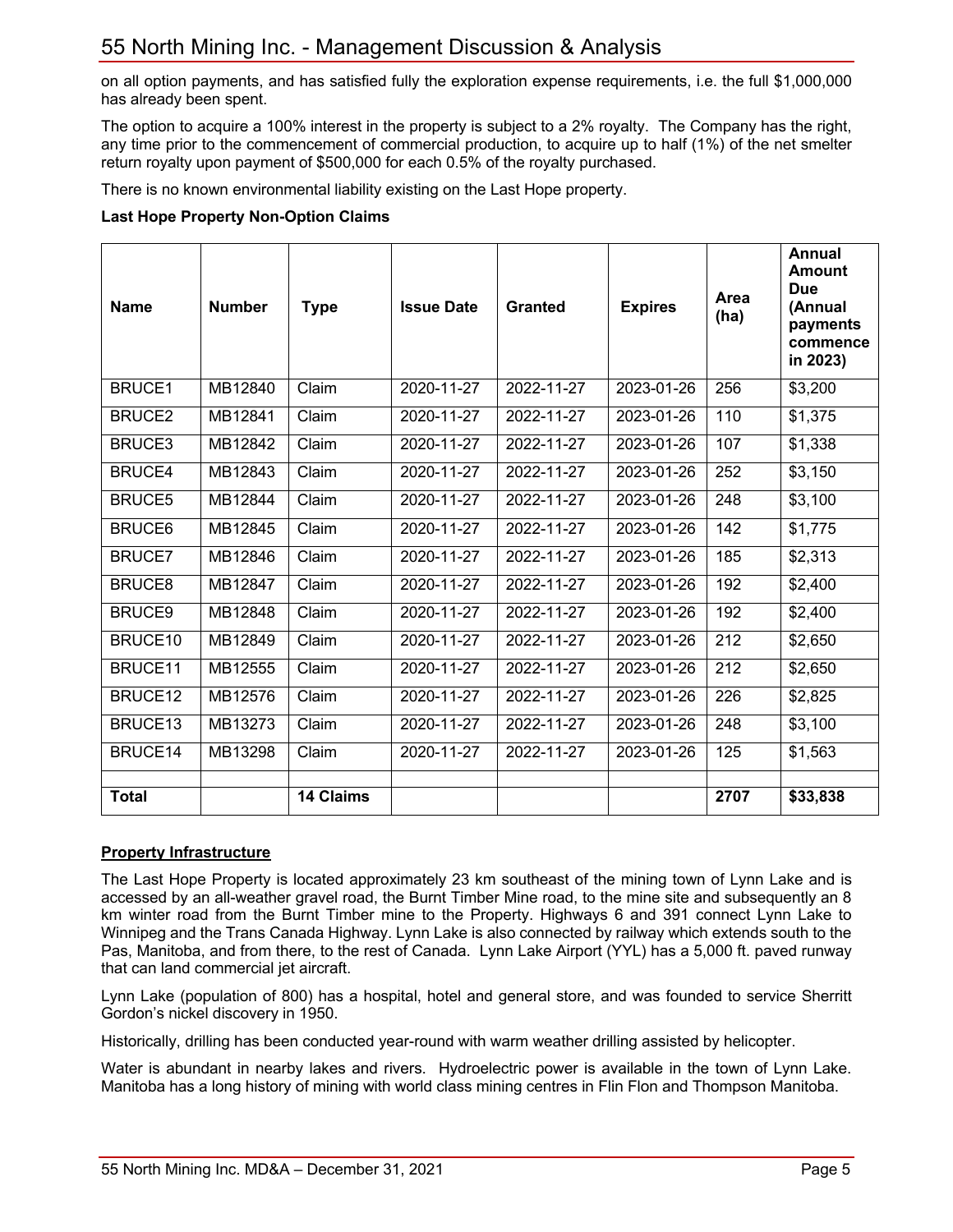on all option payments, and has satisfied fully the exploration expense requirements, i.e. the full $1,000,000 has already been spent.

The option to acquire a 100% interest in the property is subject to a 2% royalty. The Company has the right, any time prior to the commencement of commercial production, to acquire up to half (1%) of the net smelter return royalty upon payment of $500,000 for each 0.5% of the royalty purchased.

There is no known environmental liability existing on the Last Hope property.

**Last Hope Property Non-Option Claims**

| Name | Number | Type | Issue Date | Granted | Expires | Area (ha) | Annual Amount Due (Annual payments commence in 2023) |
|---|---|---|---|---|---|---|---|
| BRUCE1 | MB12840 | Claim | 2020-11-27 | 2022-11-27 | 2023-01-26 | 256 | $3,200 |
| BRUCE2 | MB12841 | Claim | 2020-11-27 | 2022-11-27 | 2023-01-26 | 110 | $1,375 |
| BRUCE3 | MB12842 | Claim | 2020-11-27 | 2022-11-27 | 2023-01-26 | 107 | $1,338 |
| BRUCE4 | MB12843 | Claim | 2020-11-27 | 2022-11-27 | 2023-01-26 | 252 | $3,150 |
| BRUCE5 | MB12844 | Claim | 2020-11-27 | 2022-11-27 | 2023-01-26 | 248 | $3,100 |
| BRUCE6 | MB12845 | Claim | 2020-11-27 | 2022-11-27 | 2023-01-26 | 142 | $1,775 |
| BRUCE7 | MB12846 | Claim | 2020-11-27 | 2022-11-27 | 2023-01-26 | 185 | $2,313 |
| BRUCE8 | MB12847 | Claim | 2020-11-27 | 2022-11-27 | 2023-01-26 | 192 | $2,400 |
| BRUCE9 | MB12848 | Claim | 2020-11-27 | 2022-11-27 | 2023-01-26 | 192 | $2,400 |
| BRUCE10 | MB12849 | Claim | 2020-11-27 | 2022-11-27 | 2023-01-26 | 212 | $2,650 |
| BRUCE11 | MB12555 | Claim | 2020-11-27 | 2022-11-27 | 2023-01-26 | 212 | $2,650 |
| BRUCE12 | MB12576 | Claim | 2020-11-27 | 2022-11-27 | 2023-01-26 | 226 | $2,825 |
| BRUCE13 | MB13273 | Claim | 2020-11-27 | 2022-11-27 | 2023-01-26 | 248 | $3,100 |
| BRUCE14 | MB13298 | Claim | 2020-11-27 | 2022-11-27 | 2023-01-26 | 125 | $1,563 |
| | | | | | | | |
| **Total** | | **14 Claims** | | | | **2707** | **$33,838** |

**Property Infrastructure**

The Last Hope Property is located approximately 23 km southeast of the mining town of Lynn Lake and is accessed by an all-weather gravel road, the Burnt Timber Mine road, to the mine site and subsequently an 8 km winter road from the Burnt Timber mine to the Property. Highways 6 and 391 connect Lynn Lake to Winnipeg and the Trans Canada Highway. Lynn Lake is also connected by railway which extends south to the Pas, Manitoba, and from there, to the rest of Canada. Lynn Lake Airport (YYL) has a 5,000 ft. paved runway that can land commercial jet aircraft.

Lynn Lake (population of 800) has a hospital, hotel and general store, and was founded to service Sherritt Gordon's nickel discovery in 1950.

Historically, drilling has been conducted year-round with warm weather drilling assisted by helicopter.

Water is abundant in nearby lakes and rivers. Hydroelectric power is available in the town of Lynn Lake. Manitoba has a long history of mining with world class mining centres in Flin Flon and Thompson Manitoba.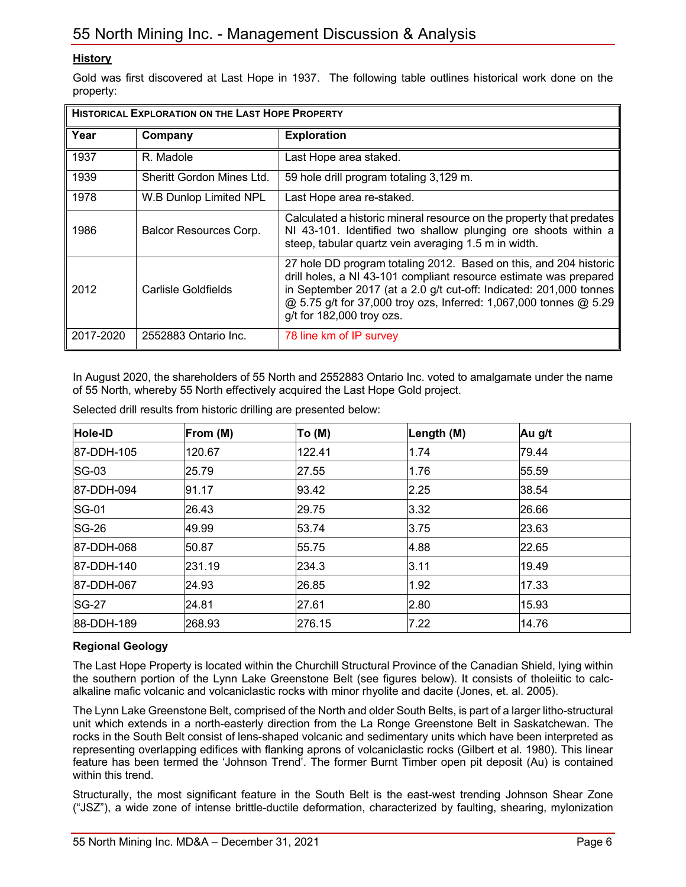## History

Gold was first discovered at Last Hope in 1937. The following table outlines historical work done on the property:

| **HISTORICAL EXPLORATION ON THE LAST HOPE PROPERTY** | | |
|---|---|---|
| **Year** | **Company** | **Exploration** |
| 1937 | R. Madole | Last Hope area staked. |
| 1939 | Sheritt Gordon Mines Ltd. | 59 hole drill program totaling 3,129 m. |
| 1978 | W.B Dunlop Limited NPL | Last Hope area re-staked. |
| 1986 | Balcor Resources Corp. | Calculated a historic mineral resource on the property that predates NI 43-101. Identified two shallow plunging ore shoots within a steep, tabular quartz vein averaging 1.5 m in width. |
| 2012 | Carlisle Goldfields | 27 hole DD program totaling 2012. Based on this, and 204 historic drill holes, a NI 43-101 compliant resource estimate was prepared in September 2017 (at a 2.0 g/t cut-off: Indicated: 201,000 tonnes @ 5.75 g/t for 37,000 troy ozs, Inferred: 1,067,000 tonnes @ 5.29 g/t for 182,000 troy ozs. |
| 2017-2020 | 2552883 Ontario Inc. | 78 line km of IP survey |

In August 2020, the shareholders of 55 North and 2552883 Ontario Inc. voted to amalgamate under the name of 55 North, whereby 55 North effectively acquired the Last Hope Gold project.

Selected drill results from historic drilling are presented below:

| Hole-ID | From (M) | To (M) | Length (M) | Au g/t |
|---|---|---|---|---|
| 87-DDH-105 | 120.67 | 122.41 | 1.74 | 79.44 |
| SG-03 | 25.79 | 27.55 | 1.76 | 55.59 |
| 87-DDH-094 | 91.17 | 93.42 | 2.25 | 38.54 |
| SG-01 | 26.43 | 29.75 | 3.32 | 26.66 |
| SG-26 | 49.99 | 53.74 | 3.75 | 23.63 |
| 87-DDH-068 | 50.87 | 55.75 | 4.88 | 22.65 |
| 87-DDH-140 | 231.19 | 234.3 | 3.11 | 19.49 |
| 87-DDH-067 | 24.93 | 26.85 | 1.92 | 17.33 |
| SG-27 | 24.81 | 27.61 | 2.80 | 15.93 |
| 88-DDH-189 | 268.93 | 276.15 | 7.22 | 14.76 |

### Regional Geology

The Last Hope Property is located within the Churchill Structural Province of the Canadian Shield, lying within the southern portion of the Lynn Lake Greenstone Belt (see figures below). It consists of tholeiitic to calc-alkaline mafic volcanic and volcaniclastic rocks with minor rhyolite and dacite (Jones, et. al. 2005).

The Lynn Lake Greenstone Belt, comprised of the North and older South Belts, is part of a larger litho-structural unit which extends in a north-easterly direction from the La Ronge Greenstone Belt in Saskatchewan. The rocks in the South Belt consist of lens-shaped volcanic and sedimentary units which have been interpreted as representing overlapping edifices with flanking aprons of volcaniclastic rocks (Gilbert et al. 1980). This linear feature has been termed the 'Johnson Trend'. The former Burnt Timber open pit deposit (Au) is contained within this trend.

Structurally, the most significant feature in the South Belt is the east-west trending Johnson Shear Zone ("JSZ"), a wide zone of intense brittle-ductile deformation, characterized by faulting, shearing, mylonization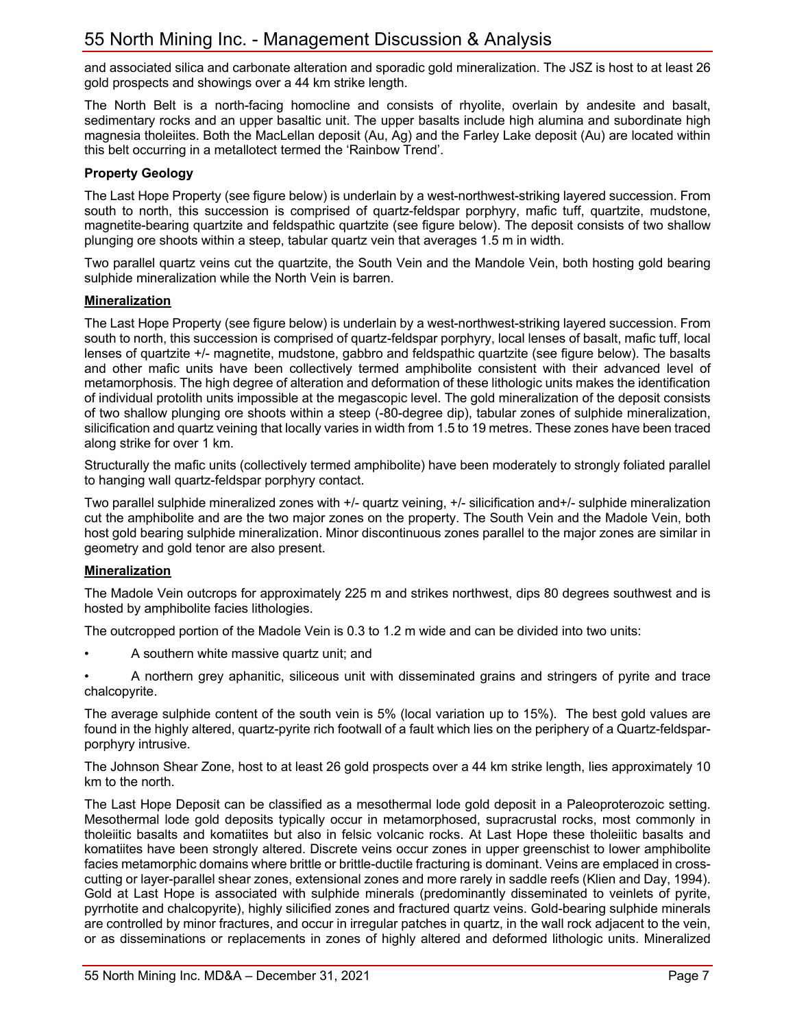and associated silica and carbonate alteration and sporadic gold mineralization. The JSZ is host to at least 26 gold prospects and showings over a 44 km strike length.

The North Belt is a north-facing homocline and consists of rhyolite, overlain by andesite and basalt, sedimentary rocks and an upper basaltic unit. The upper basalts include high alumina and subordinate high magnesia tholeiites. Both the MacLellan deposit (Au, Ag) and the Farley Lake deposit (Au) are located within this belt occurring in a metallotect termed the 'Rainbow Trend'.

**Property Geology**

The Last Hope Property (see figure below) is underlain by a west-northwest-striking layered succession. From south to north, this succession is comprised of quartz-feldspar porphyry, mafic tuff, quartzite, mudstone, magnetite-bearing quartzite and feldspathic quartzite (see figure below). The deposit consists of two shallow plunging ore shoots within a steep, tabular quartz vein that averages 1.5 m in width.

Two parallel quartz veins cut the quartzite, the South Vein and the Mandole Vein, both hosting gold bearing sulphide mineralization while the North Vein is barren.

**Mineralization**

The Last Hope Property (see figure below) is underlain by a west-northwest-striking layered succession. From south to north, this succession is comprised of quartz-feldspar porphyry, local lenses of basalt, mafic tuff, local lenses of quartzite +/- magnetite, mudstone, gabbro and feldspathic quartzite (see figure below). The basalts and other mafic units have been collectively termed amphibolite consistent with their advanced level of metamorphosis. The high degree of alteration and deformation of these lithologic units makes the identification of individual protolith units impossible at the megascopic level. The gold mineralization of the deposit consists of two shallow plunging ore shoots within a steep (-80-degree dip), tabular zones of sulphide mineralization, silicification and quartz veining that locally varies in width from 1.5 to 19 metres. These zones have been traced along strike for over 1 km.

Structurally the mafic units (collectively termed amphibolite) have been moderately to strongly foliated parallel to hanging wall quartz-feldspar porphyry contact.

Two parallel sulphide mineralized zones with +/- quartz veining, +/- silicification and+/- sulphide mineralization cut the amphibolite and are the two major zones on the property. The South Vein and the Madole Vein, both host gold bearing sulphide mineralization. Minor discontinuous zones parallel to the major zones are similar in geometry and gold tenor are also present.

**Mineralization**

The Madole Vein outcrops for approximately 225 m and strikes northwest, dips 80 degrees southwest and is hosted by amphibolite facies lithologies.

The outcropped portion of the Madole Vein is 0.3 to 1.2 m wide and can be divided into two units:

- A southern white massive quartz unit; and
- A northern grey aphanitic, siliceous unit with disseminated grains and stringers of pyrite and trace chalcopyrite.

The average sulphide content of the south vein is 5% (local variation up to 15%). The best gold values are found in the highly altered, quartz-pyrite rich footwall of a fault which lies on the periphery of a Quartz-feldspar-porphyry intrusive.

The Johnson Shear Zone, host to at least 26 gold prospects over a 44 km strike length, lies approximately 10 km to the north.

The Last Hope Deposit can be classified as a mesothermal lode gold deposit in a Paleoproterozoic setting. Mesothermal lode gold deposits typically occur in metamorphosed, supracrustal rocks, most commonly in tholeiitic basalts and komatiites but also in felsic volcanic rocks. At Last Hope these tholeiitic basalts and komatiites have been strongly altered. Discrete veins occur zones in upper greenschist to lower amphibolite facies metamorphic domains where brittle or brittle-ductile fracturing is dominant. Veins are emplaced in cross-cutting or layer-parallel shear zones, extensional zones and more rarely in saddle reefs (Klien and Day, 1994). Gold at Last Hope is associated with sulphide minerals (predominantly disseminated to veinlets of pyrite, pyrrhotite and chalcopyrite), highly silicified zones and fractured quartz veins. Gold-bearing sulphide minerals are controlled by minor fractures, and occur in irregular patches in quartz, in the wall rock adjacent to the vein, or as disseminations or replacements in zones of highly altered and deformed lithologic units. Mineralized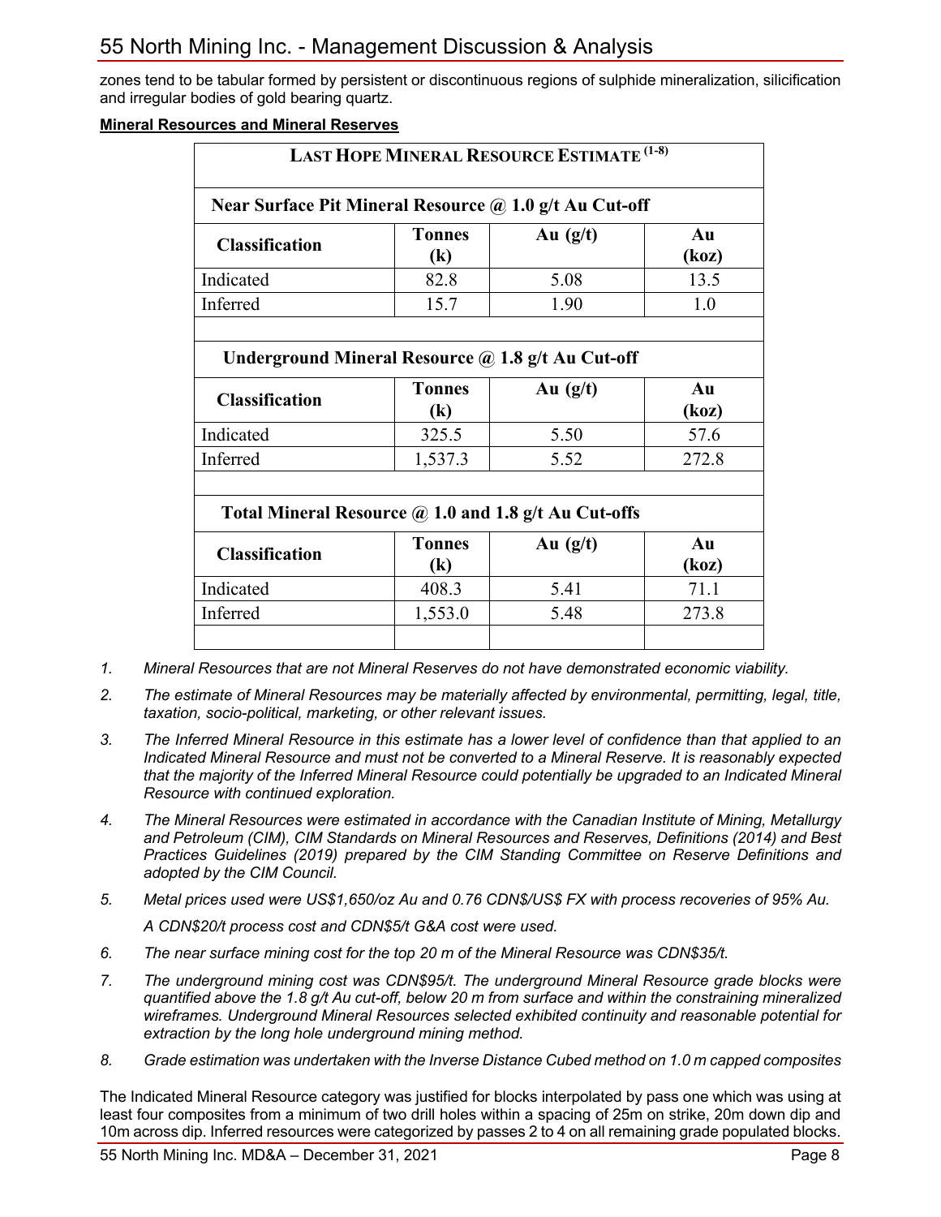zones tend to be tabular formed by persistent or discontinuous regions of sulphide mineralization, silicification and irregular bodies of gold bearing quartz.

**Mineral Resources and Mineral Reserves**

| **LAST HOPE MINERAL RESOURCE ESTIMATE (1-8)** | | | |
|---|---|---|---|
| **Near Surface Pit Mineral Resource @ 1.0 g/t Au Cut-off** | | | |
| **Classification** | **Tonnes (k)** | **Au (g/t)** | **Au (koz)** |
| Indicated | 82.8 | 5.08 | 13.5 |
| Inferred | 15.7 | 1.90 | 1.0 |
| | | | |
| **Underground Mineral Resource @ 1.8 g/t Au Cut-off** | | | |
| **Classification** | **Tonnes (k)** | **Au (g/t)** | **Au (koz)** |
| Indicated | 325.5 | 5.50 | 57.6 |
| Inferred | 1,537.3 | 5.52 | 272.8 |
| | | | |
| **Total Mineral Resource @ 1.0 and 1.8 g/t Au Cut-offs** | | | |
| **Classification** | **Tonnes (k)** | **Au (g/t)** | **Au (koz)** |
| Indicated | 408.3 | 5.41 | 71.1 |
| Inferred | 1,553.0 | 5.48 | 273.8 |
| | | | |

1. *Mineral Resources that are not Mineral Reserves do not have demonstrated economic viability.*
2. *The estimate of Mineral Resources may be materially affected by environmental, permitting, legal, title, taxation, socio-political, marketing, or other relevant issues.*
3. *The Inferred Mineral Resource in this estimate has a lower level of confidence than that applied to an Indicated Mineral Resource and must not be converted to a Mineral Reserve. It is reasonably expected that the majority of the Inferred Mineral Resource could potentially be upgraded to an Indicated Mineral Resource with continued exploration.*
4. *The Mineral Resources were estimated in accordance with the Canadian Institute of Mining, Metallurgy and Petroleum (CIM), CIM Standards on Mineral Resources and Reserves, Definitions (2014) and Best Practices Guidelines (2019) prepared by the CIM Standing Committee on Reserve Definitions and adopted by the CIM Council.*
5. *Metal prices used were US$1,650/oz Au and 0.76 CDN$/US$ FX with process recoveries of 95% Au.*

   *A CDN$20/t process cost and CDN$5/t G&A cost were used.*
6. *The near surface mining cost for the top 20 m of the Mineral Resource was CDN$35/t.*
7. *The underground mining cost was CDN$95/t. The underground Mineral Resource grade blocks were quantified above the 1.8 g/t Au cut-off, below 20 m from surface and within the constraining mineralized wireframes. Underground Mineral Resources selected exhibited continuity and reasonable potential for extraction by the long hole underground mining method.*
8. *Grade estimation was undertaken with the Inverse Distance Cubed method on 1.0 m capped composites*

The Indicated Mineral Resource category was justified for blocks interpolated by pass one which was using at least four composites from a minimum of two drill holes within a spacing of 25m on strike, 20m down dip and 10m across dip. Inferred resources were categorized by passes 2 to 4 on all remaining grade populated blocks.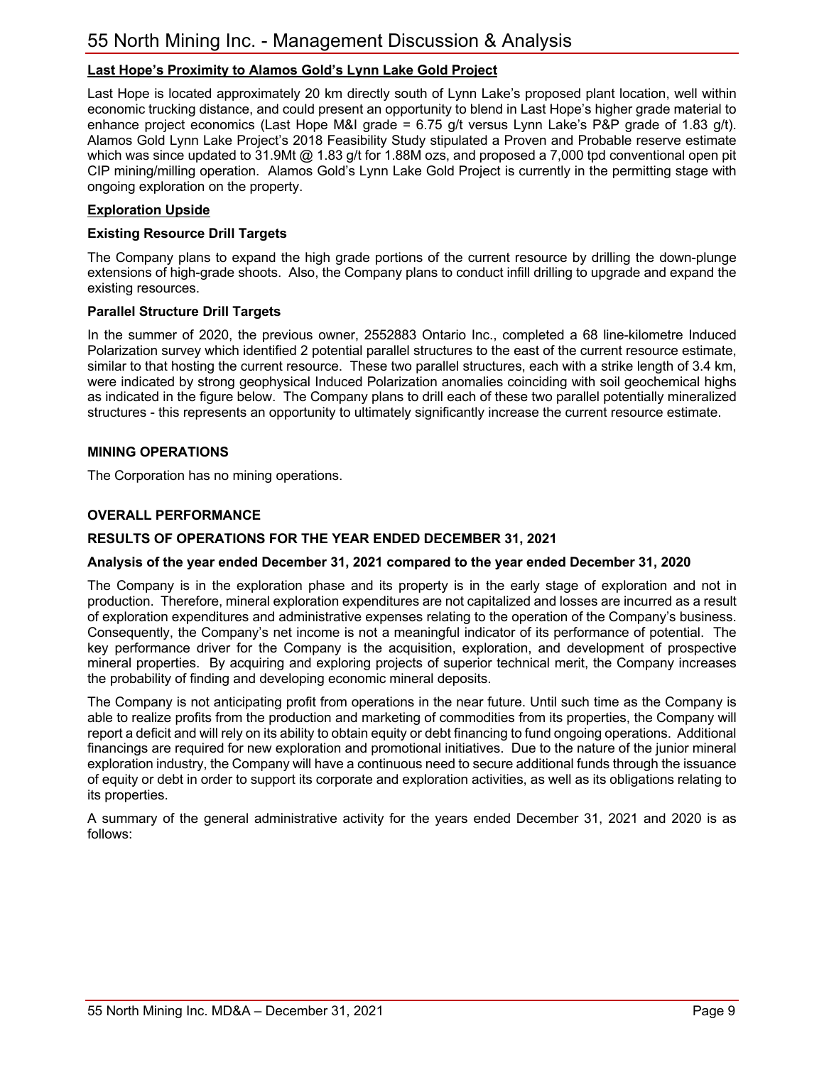**Last Hope's Proximity to Alamos Gold's Lynn Lake Gold Project**

Last Hope is located approximately 20 km directly south of Lynn Lake's proposed plant location, well within economic trucking distance, and could present an opportunity to blend in Last Hope's higher grade material to enhance project economics (Last Hope M&I grade = 6.75 g/t versus Lynn Lake's P&P grade of 1.83 g/t). Alamos Gold Lynn Lake Project's 2018 Feasibility Study stipulated a Proven and Probable reserve estimate which was since updated to 31.9Mt @ 1.83 g/t for 1.88M ozs, and proposed a 7,000 tpd conventional open pit CIP mining/milling operation. Alamos Gold's Lynn Lake Gold Project is currently in the permitting stage with ongoing exploration on the property.

**Exploration Upside**

**Existing Resource Drill Targets**

The Company plans to expand the high grade portions of the current resource by drilling the down-plunge extensions of high-grade shoots. Also, the Company plans to conduct infill drilling to upgrade and expand the existing resources.

**Parallel Structure Drill Targets**

In the summer of 2020, the previous owner, 2552883 Ontario Inc., completed a 68 line-kilometre Induced Polarization survey which identified 2 potential parallel structures to the east of the current resource estimate, similar to that hosting the current resource. These two parallel structures, each with a strike length of 3.4 km, were indicated by strong geophysical Induced Polarization anomalies coinciding with soil geochemical highs as indicated in the figure below. The Company plans to drill each of these two parallel potentially mineralized structures - this represents an opportunity to ultimately significantly increase the current resource estimate.

## MINING OPERATIONS

The Corporation has no mining operations.

## OVERALL PERFORMANCE

## RESULTS OF OPERATIONS FOR THE YEAR ENDED DECEMBER 31, 2021

### Analysis of the year ended December 31, 2021 compared to the year ended December 31, 2020

The Company is in the exploration phase and its property is in the early stage of exploration and not in production. Therefore, mineral exploration expenditures are not capitalized and losses are incurred as a result of exploration expenditures and administrative expenses relating to the operation of the Company's business. Consequently, the Company's net income is not a meaningful indicator of its performance of potential. The key performance driver for the Company is the acquisition, exploration, and development of prospective mineral properties. By acquiring and exploring projects of superior technical merit, the Company increases the probability of finding and developing economic mineral deposits.

The Company is not anticipating profit from operations in the near future. Until such time as the Company is able to realize profits from the production and marketing of commodities from its properties, the Company will report a deficit and will rely on its ability to obtain equity or debt financing to fund ongoing operations. Additional financings are required for new exploration and promotional initiatives. Due to the nature of the junior mineral exploration industry, the Company will have a continuous need to secure additional funds through the issuance of equity or debt in order to support its corporate and exploration activities, as well as its obligations relating to its properties.

A summary of the general administrative activity for the years ended December 31, 2021 and 2020 is as follows: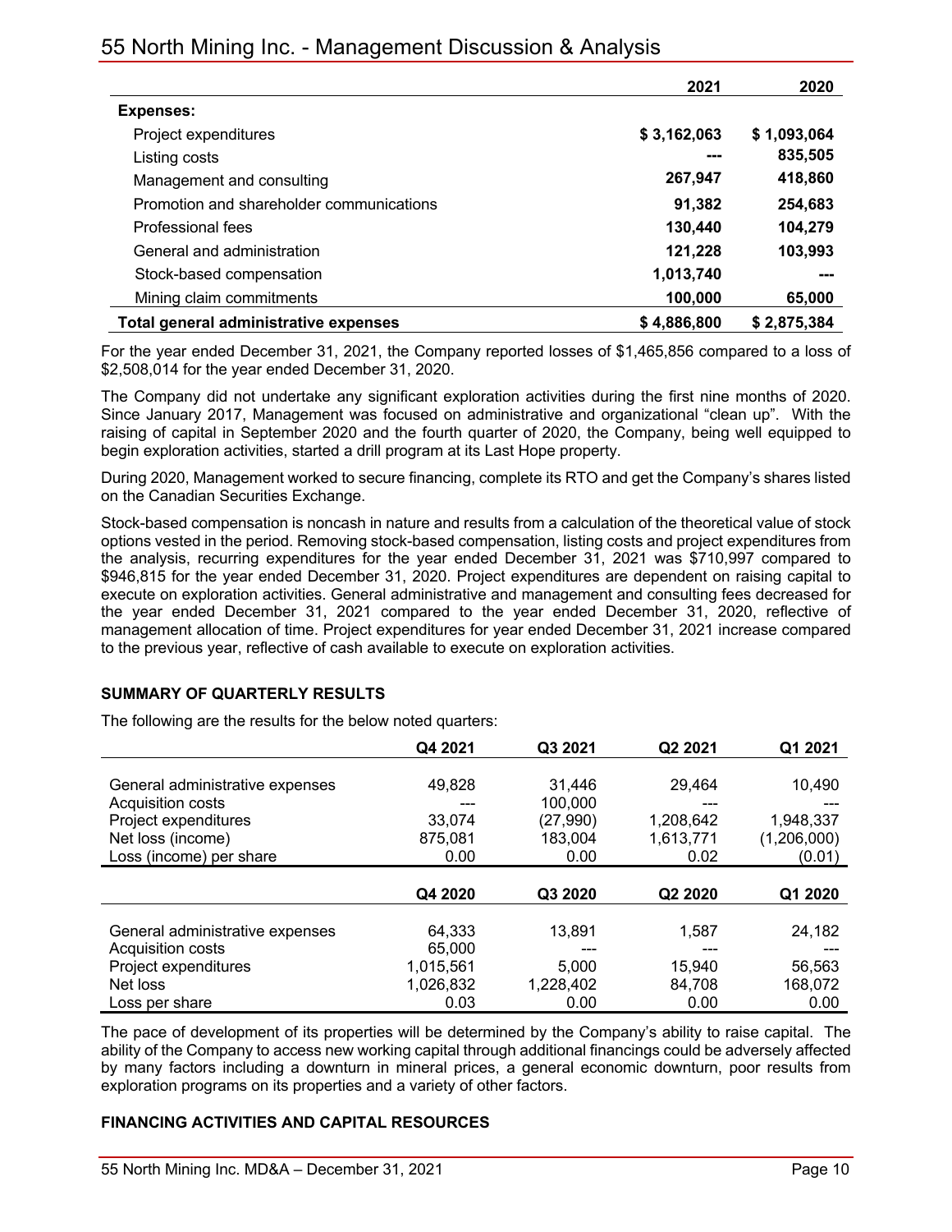| | 2021 | 2020 |
|---|---|---|
| **Expenses:** | | |
| Project expenditures | **$ 3,162,063** | **$ 1,093,064** |
| Listing costs | **---** | **835,505** |
| Management and consulting | **267,947** | **418,860** |
| Promotion and shareholder communications | **91,382** | **254,683** |
| Professional fees | **130,440** | **104,279** |
| General and administration | **121,228** | **103,993** |
| Stock-based compensation | **1,013,740** | **---** |
| Mining claim commitments | **100,000** | **65,000** |
| **Total general administrative expenses** | **$ 4,886,800** | **$ 2,875,384** |

For the year ended December 31, 2021, the Company reported losses of $1,465,856 compared to a loss of $2,508,014 for the year ended December 31, 2020.

The Company did not undertake any significant exploration activities during the first nine months of 2020. Since January 2017, Management was focused on administrative and organizational "clean up". With the raising of capital in September 2020 and the fourth quarter of 2020, the Company, being well equipped to begin exploration activities, started a drill program at its Last Hope property.

During 2020, Management worked to secure financing, complete its RTO and get the Company's shares listed on the Canadian Securities Exchange.

Stock-based compensation is noncash in nature and results from a calculation of the theoretical value of stock options vested in the period. Removing stock-based compensation, listing costs and project expenditures from the analysis, recurring expenditures for the year ended December 31, 2021 was $710,997 compared to $946,815 for the year ended December 31, 2020. Project expenditures are dependent on raising capital to execute on exploration activities. General administrative and management and consulting fees decreased for the year ended December 31, 2021 compared to the year ended December 31, 2020, reflective of management allocation of time. Project expenditures for year ended December 31, 2021 increase compared to the previous year, reflective of cash available to execute on exploration activities.

## SUMMARY OF QUARTERLY RESULTS

The following are the results for the below noted quarters:

| | Q4 2021 | Q3 2021 | Q2 2021 | Q1 2021 |
|---|---|---|---|---|
| General administrative expenses | 49,828 | 31,446 | 29,464 | 10,490 |
| Acquisition costs | --- | 100,000 | --- | --- |
| Project expenditures | 33,074 | (27,990) | 1,208,642 | 1,948,337 |
| Net loss (income) | 875,081 | 183,004 | 1,613,771 | (1,206,000) |
| Loss (income) per share | 0.00 | 0.00 | 0.02 | (0.01) |

| | Q4 2020 | Q3 2020 | Q2 2020 | Q1 2020 |
|---|---|---|---|---|
| General administrative expenses | 64,333 | 13,891 | 1,587 | 24,182 |
| Acquisition costs | 65,000 | --- | --- | --- |
| Project expenditures | 1,015,561 | 5,000 | 15,940 | 56,563 |
| Net loss | 1,026,832 | 1,228,402 | 84,708 | 168,072 |
| Loss per share | 0.03 | 0.00 | 0.00 | 0.00 |

The pace of development of its properties will be determined by the Company's ability to raise capital. The ability of the Company to access new working capital through additional financings could be adversely affected by many factors including a downturn in mineral prices, a general economic downturn, poor results from exploration programs on its properties and a variety of other factors.

## FINANCING ACTIVITIES AND CAPITAL RESOURCES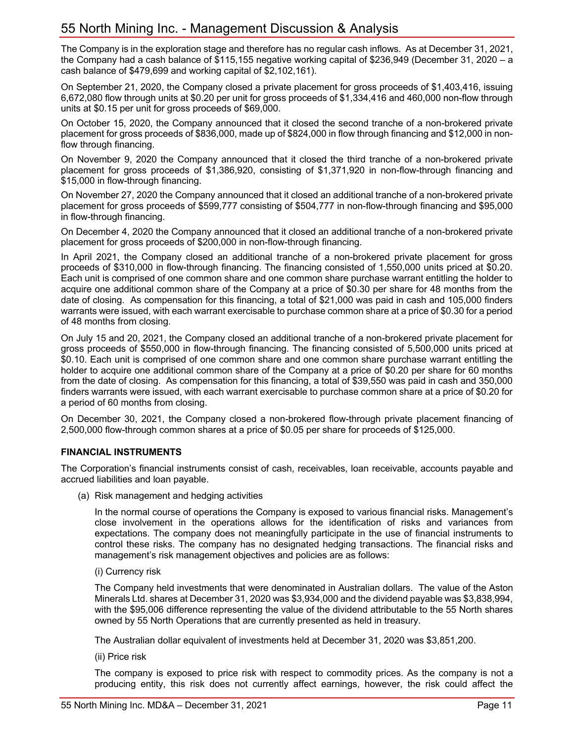The Company is in the exploration stage and therefore has no regular cash inflows. As at December 31, 2021, the Company had a cash balance of $115,155 negative working capital of $236,949 (December 31, 2020 – a cash balance of $479,699 and working capital of $2,102,161).

On September 21, 2020, the Company closed a private placement for gross proceeds of $1,403,416, issuing 6,672,080 flow through units at $0.20 per unit for gross proceeds of $1,334,416 and 460,000 non-flow through units at $0.15 per unit for gross proceeds of $69,000.

On October 15, 2020, the Company announced that it closed the second tranche of a non-brokered private placement for gross proceeds of $836,000, made up of $824,000 in flow through financing and $12,000 in non-flow through financing.

On November 9, 2020 the Company announced that it closed the third tranche of a non-brokered private placement for gross proceeds of $1,386,920, consisting of $1,371,920 in non-flow-through financing and $15,000 in flow-through financing.

On November 27, 2020 the Company announced that it closed an additional tranche of a non-brokered private placement for gross proceeds of $599,777 consisting of $504,777 in non-flow-through financing and $95,000 in flow-through financing.

On December 4, 2020 the Company announced that it closed an additional tranche of a non-brokered private placement for gross proceeds of $200,000 in non-flow-through financing.

In April 2021, the Company closed an additional tranche of a non-brokered private placement for gross proceeds of $310,000 in flow-through financing. The financing consisted of 1,550,000 units priced at $0.20. Each unit is comprised of one common share and one common share purchase warrant entitling the holder to acquire one additional common share of the Company at a price of $0.30 per share for 48 months from the date of closing. As compensation for this financing, a total of $21,000 was paid in cash and 105,000 finders warrants were issued, with each warrant exercisable to purchase common share at a price of $0.30 for a period of 48 months from closing.

On July 15 and 20, 2021, the Company closed an additional tranche of a non-brokered private placement for gross proceeds of $550,000 in flow-through financing. The financing consisted of 5,500,000 units priced at $0.10. Each unit is comprised of one common share and one common share purchase warrant entitling the holder to acquire one additional common share of the Company at a price of $0.20 per share for 60 months from the date of closing. As compensation for this financing, a total of $39,550 was paid in cash and 350,000 finders warrants were issued, with each warrant exercisable to purchase common share at a price of $0.20 for a period of 60 months from closing.

On December 30, 2021, the Company closed a non-brokered flow-through private placement financing of 2,500,000 flow-through common shares at a price of $0.05 per share for proceeds of $125,000.

**FINANCIAL INSTRUMENTS**

The Corporation's financial instruments consist of cash, receivables, loan receivable, accounts payable and accrued liabilities and loan payable.

(a) Risk management and hedging activities

In the normal course of operations the Company is exposed to various financial risks. Management's close involvement in the operations allows for the identification of risks and variances from expectations. The company does not meaningfully participate in the use of financial instruments to control these risks. The company has no designated hedging transactions. The financial risks and management's risk management objectives and policies are as follows:

(i) Currency risk

The Company held investments that were denominated in Australian dollars. The value of the Aston Minerals Ltd. shares at December 31, 2020 was $3,934,000 and the dividend payable was $3,838,994, with the $95,006 difference representing the value of the dividend attributable to the 55 North shares owned by 55 North Operations that are currently presented as held in treasury.

The Australian dollar equivalent of investments held at December 31, 2020 was $3,851,200.

(ii) Price risk

The company is exposed to price risk with respect to commodity prices. As the company is not a producing entity, this risk does not currently affect earnings, however, the risk could affect the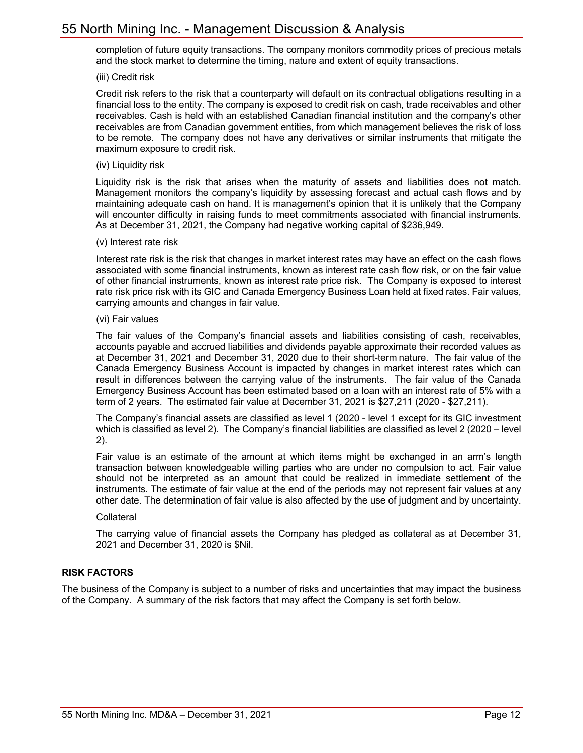completion of future equity transactions. The company monitors commodity prices of precious metals and the stock market to determine the timing, nature and extent of equity transactions.

(iii) Credit risk

Credit risk refers to the risk that a counterparty will default on its contractual obligations resulting in a financial loss to the entity. The company is exposed to credit risk on cash, trade receivables and other receivables. Cash is held with an established Canadian financial institution and the company's other receivables are from Canadian government entities, from which management believes the risk of loss to be remote. The company does not have any derivatives or similar instruments that mitigate the maximum exposure to credit risk.

(iv) Liquidity risk

Liquidity risk is the risk that arises when the maturity of assets and liabilities does not match. Management monitors the company's liquidity by assessing forecast and actual cash flows and by maintaining adequate cash on hand. It is management's opinion that it is unlikely that the Company will encounter difficulty in raising funds to meet commitments associated with financial instruments. As at December 31, 2021, the Company had negative working capital of $236,949.

(v) Interest rate risk

Interest rate risk is the risk that changes in market interest rates may have an effect on the cash flows associated with some financial instruments, known as interest rate cash flow risk, or on the fair value of other financial instruments, known as interest rate price risk. The Company is exposed to interest rate risk price risk with its GIC and Canada Emergency Business Loan held at fixed rates. Fair values, carrying amounts and changes in fair value.

(vi) Fair values

The fair values of the Company's financial assets and liabilities consisting of cash, receivables, accounts payable and accrued liabilities and dividends payable approximate their recorded values as at December 31, 2021 and December 31, 2020 due to their short-term nature. The fair value of the Canada Emergency Business Account is impacted by changes in market interest rates which can result in differences between the carrying value of the instruments. The fair value of the Canada Emergency Business Account has been estimated based on a loan with an interest rate of 5% with a term of 2 years. The estimated fair value at December 31, 2021 is $27,211 (2020 - $27,211).

The Company's financial assets are classified as level 1 (2020 - level 1 except for its GIC investment which is classified as level 2). The Company's financial liabilities are classified as level 2 (2020 – level 2).

Fair value is an estimate of the amount at which items might be exchanged in an arm's length transaction between knowledgeable willing parties who are under no compulsion to act. Fair value should not be interpreted as an amount that could be realized in immediate settlement of the instruments. The estimate of fair value at the end of the periods may not represent fair values at any other date. The determination of fair value is also affected by the use of judgment and by uncertainty.

Collateral

The carrying value of financial assets the Company has pledged as collateral as at December 31, 2021 and December 31, 2020 is $Nil.

## RISK FACTORS

The business of the Company is subject to a number of risks and uncertainties that may impact the business of the Company. A summary of the risk factors that may affect the Company is set forth below.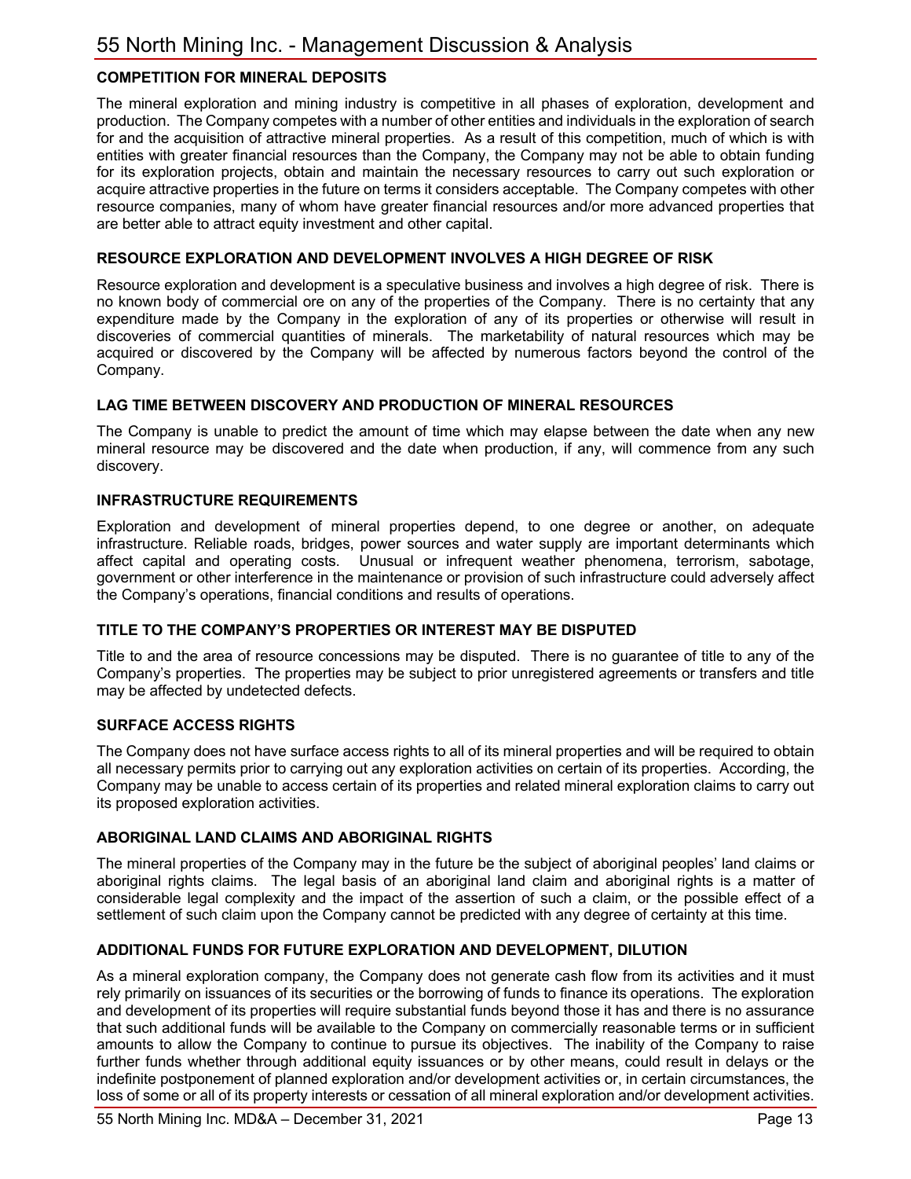## COMPETITION FOR MINERAL DEPOSITS

The mineral exploration and mining industry is competitive in all phases of exploration, development and production. The Company competes with a number of other entities and individuals in the exploration of search for and the acquisition of attractive mineral properties. As a result of this competition, much of which is with entities with greater financial resources than the Company, the Company may not be able to obtain funding for its exploration projects, obtain and maintain the necessary resources to carry out such exploration or acquire attractive properties in the future on terms it considers acceptable. The Company competes with other resource companies, many of whom have greater financial resources and/or more advanced properties that are better able to attract equity investment and other capital.

## RESOURCE EXPLORATION AND DEVELOPMENT INVOLVES A HIGH DEGREE OF RISK

Resource exploration and development is a speculative business and involves a high degree of risk. There is no known body of commercial ore on any of the properties of the Company. There is no certainty that any expenditure made by the Company in the exploration of any of its properties or otherwise will result in discoveries of commercial quantities of minerals. The marketability of natural resources which may be acquired or discovered by the Company will be affected by numerous factors beyond the control of the Company.

## LAG TIME BETWEEN DISCOVERY AND PRODUCTION OF MINERAL RESOURCES

The Company is unable to predict the amount of time which may elapse between the date when any new mineral resource may be discovered and the date when production, if any, will commence from any such discovery.

## INFRASTRUCTURE REQUIREMENTS

Exploration and development of mineral properties depend, to one degree or another, on adequate infrastructure. Reliable roads, bridges, power sources and water supply are important determinants which affect capital and operating costs. Unusual or infrequent weather phenomena, terrorism, sabotage, government or other interference in the maintenance or provision of such infrastructure could adversely affect the Company's operations, financial conditions and results of operations.

## TITLE TO THE COMPANY'S PROPERTIES OR INTEREST MAY BE DISPUTED

Title to and the area of resource concessions may be disputed. There is no guarantee of title to any of the Company's properties. The properties may be subject to prior unregistered agreements or transfers and title may be affected by undetected defects.

## SURFACE ACCESS RIGHTS

The Company does not have surface access rights to all of its mineral properties and will be required to obtain all necessary permits prior to carrying out any exploration activities on certain of its properties. According, the Company may be unable to access certain of its properties and related mineral exploration claims to carry out its proposed exploration activities.

## ABORIGINAL LAND CLAIMS AND ABORIGINAL RIGHTS

The mineral properties of the Company may in the future be the subject of aboriginal peoples' land claims or aboriginal rights claims. The legal basis of an aboriginal land claim and aboriginal rights is a matter of considerable legal complexity and the impact of the assertion of such a claim, or the possible effect of a settlement of such claim upon the Company cannot be predicted with any degree of certainty at this time.

## ADDITIONAL FUNDS FOR FUTURE EXPLORATION AND DEVELOPMENT, DILUTION

As a mineral exploration company, the Company does not generate cash flow from its activities and it must rely primarily on issuances of its securities or the borrowing of funds to finance its operations. The exploration and development of its properties will require substantial funds beyond those it has and there is no assurance that such additional funds will be available to the Company on commercially reasonable terms or in sufficient amounts to allow the Company to continue to pursue its objectives. The inability of the Company to raise further funds whether through additional equity issuances or by other means, could result in delays or the indefinite postponement of planned exploration and/or development activities or, in certain circumstances, the loss of some or all of its property interests or cessation of all mineral exploration and/or development activities.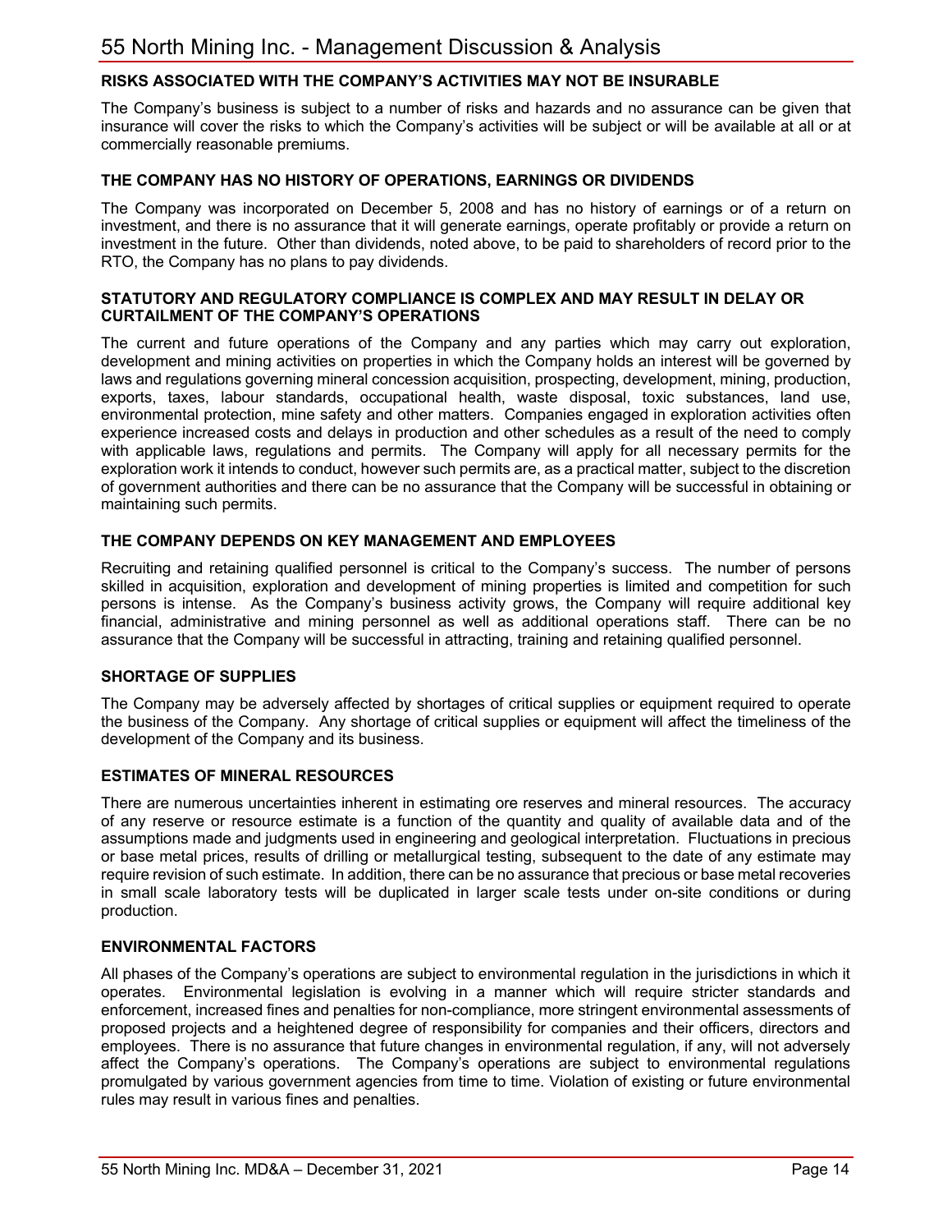### RISKS ASSOCIATED WITH THE COMPANY'S ACTIVITIES MAY NOT BE INSURABLE

The Company's business is subject to a number of risks and hazards and no assurance can be given that insurance will cover the risks to which the Company's activities will be subject or will be available at all or at commercially reasonable premiums.

### THE COMPANY HAS NO HISTORY OF OPERATIONS, EARNINGS OR DIVIDENDS

The Company was incorporated on December 5, 2008 and has no history of earnings or of a return on investment, and there is no assurance that it will generate earnings, operate profitably or provide a return on investment in the future. Other than dividends, noted above, to be paid to shareholders of record prior to the RTO, the Company has no plans to pay dividends.

### STATUTORY AND REGULATORY COMPLIANCE IS COMPLEX AND MAY RESULT IN DELAY OR CURTAILMENT OF THE COMPANY'S OPERATIONS

The current and future operations of the Company and any parties which may carry out exploration, development and mining activities on properties in which the Company holds an interest will be governed by laws and regulations governing mineral concession acquisition, prospecting, development, mining, production, exports, taxes, labour standards, occupational health, waste disposal, toxic substances, land use, environmental protection, mine safety and other matters. Companies engaged in exploration activities often experience increased costs and delays in production and other schedules as a result of the need to comply with applicable laws, regulations and permits. The Company will apply for all necessary permits for the exploration work it intends to conduct, however such permits are, as a practical matter, subject to the discretion of government authorities and there can be no assurance that the Company will be successful in obtaining or maintaining such permits.

### THE COMPANY DEPENDS ON KEY MANAGEMENT AND EMPLOYEES

Recruiting and retaining qualified personnel is critical to the Company's success. The number of persons skilled in acquisition, exploration and development of mining properties is limited and competition for such persons is intense. As the Company's business activity grows, the Company will require additional key financial, administrative and mining personnel as well as additional operations staff. There can be no assurance that the Company will be successful in attracting, training and retaining qualified personnel.

### SHORTAGE OF SUPPLIES

The Company may be adversely affected by shortages of critical supplies or equipment required to operate the business of the Company. Any shortage of critical supplies or equipment will affect the timeliness of the development of the Company and its business.

### ESTIMATES OF MINERAL RESOURCES

There are numerous uncertainties inherent in estimating ore reserves and mineral resources. The accuracy of any reserve or resource estimate is a function of the quantity and quality of available data and of the assumptions made and judgments used in engineering and geological interpretation. Fluctuations in precious or base metal prices, results of drilling or metallurgical testing, subsequent to the date of any estimate may require revision of such estimate. In addition, there can be no assurance that precious or base metal recoveries in small scale laboratory tests will be duplicated in larger scale tests under on-site conditions or during production.

### ENVIRONMENTAL FACTORS

All phases of the Company's operations are subject to environmental regulation in the jurisdictions in which it operates. Environmental legislation is evolving in a manner which will require stricter standards and enforcement, increased fines and penalties for non-compliance, more stringent environmental assessments of proposed projects and a heightened degree of responsibility for companies and their officers, directors and employees. There is no assurance that future changes in environmental regulation, if any, will not adversely affect the Company's operations. The Company's operations are subject to environmental regulations promulgated by various government agencies from time to time. Violation of existing or future environmental rules may result in various fines and penalties.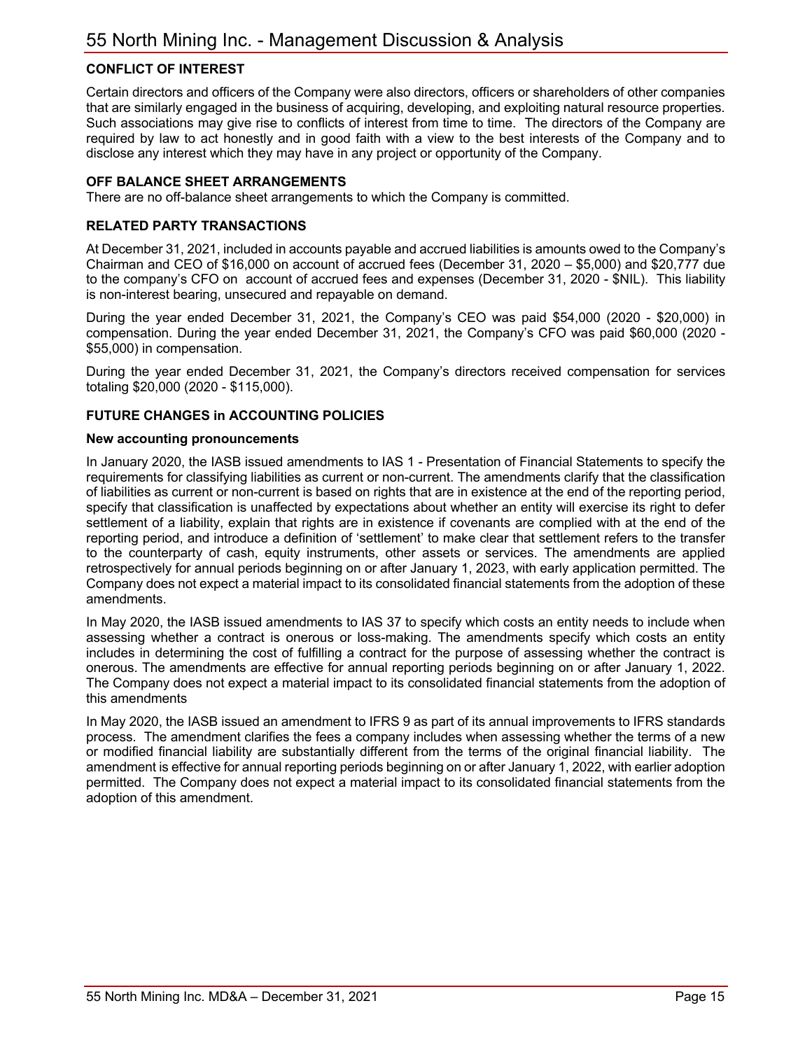## CONFLICT OF INTEREST

Certain directors and officers of the Company were also directors, officers or shareholders of other companies that are similarly engaged in the business of acquiring, developing, and exploiting natural resource properties. Such associations may give rise to conflicts of interest from time to time. The directors of the Company are required by law to act honestly and in good faith with a view to the best interests of the Company and to disclose any interest which they may have in any project or opportunity of the Company.

## OFF BALANCE SHEET ARRANGEMENTS

There are no off-balance sheet arrangements to which the Company is committed.

## RELATED PARTY TRANSACTIONS

At December 31, 2021, included in accounts payable and accrued liabilities is amounts owed to the Company's Chairman and CEO of $16,000 on account of accrued fees (December 31, 2020 – $5,000) and $20,777 due to the company's CFO on account of accrued fees and expenses (December 31, 2020 - $NIL). This liability is non-interest bearing, unsecured and repayable on demand.

During the year ended December 31, 2021, the Company's CEO was paid $54,000 (2020 - $20,000) in compensation. During the year ended December 31, 2021, the Company's CFO was paid $60,000 (2020 - $55,000) in compensation.

During the year ended December 31, 2021, the Company's directors received compensation for services totaling $20,000 (2020 - $115,000).

## FUTURE CHANGES in ACCOUNTING POLICIES

### New accounting pronouncements

In January 2020, the IASB issued amendments to IAS 1 - Presentation of Financial Statements to specify the requirements for classifying liabilities as current or non-current. The amendments clarify that the classification of liabilities as current or non-current is based on rights that are in existence at the end of the reporting period, specify that classification is unaffected by expectations about whether an entity will exercise its right to defer settlement of a liability, explain that rights are in existence if covenants are complied with at the end of the reporting period, and introduce a definition of 'settlement' to make clear that settlement refers to the transfer to the counterparty of cash, equity instruments, other assets or services. The amendments are applied retrospectively for annual periods beginning on or after January 1, 2023, with early application permitted. The Company does not expect a material impact to its consolidated financial statements from the adoption of these amendments.

In May 2020, the IASB issued amendments to IAS 37 to specify which costs an entity needs to include when assessing whether a contract is onerous or loss-making. The amendments specify which costs an entity includes in determining the cost of fulfilling a contract for the purpose of assessing whether the contract is onerous. The amendments are effective for annual reporting periods beginning on or after January 1, 2022. The Company does not expect a material impact to its consolidated financial statements from the adoption of this amendments

In May 2020, the IASB issued an amendment to IFRS 9 as part of its annual improvements to IFRS standards process. The amendment clarifies the fees a company includes when assessing whether the terms of a new or modified financial liability are substantially different from the terms of the original financial liability. The amendment is effective for annual reporting periods beginning on or after January 1, 2022, with earlier adoption permitted. The Company does not expect a material impact to its consolidated financial statements from the adoption of this amendment.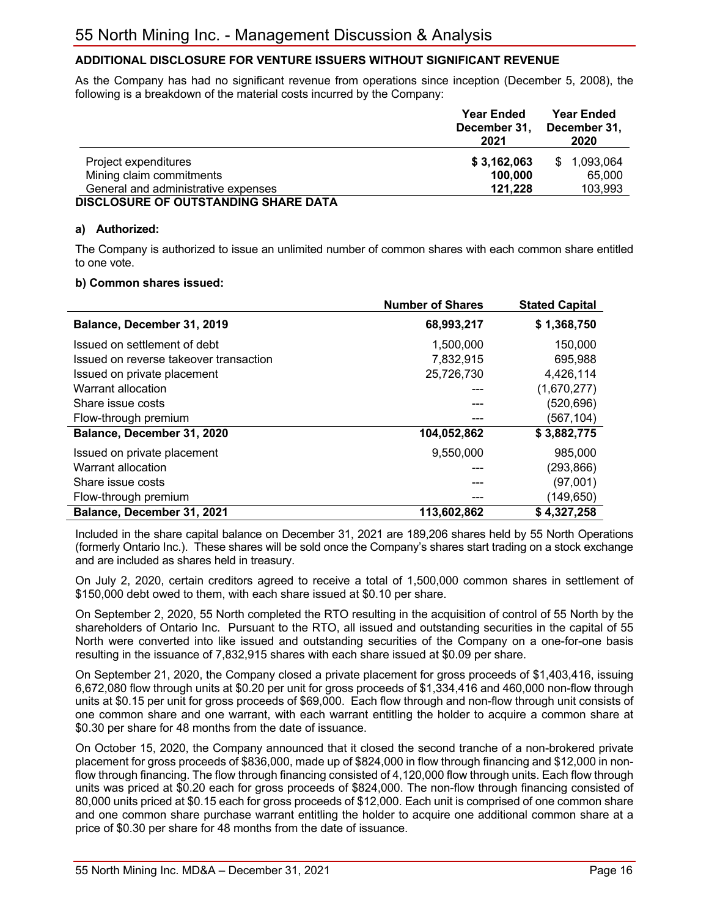## ADDITIONAL DISCLOSURE FOR VENTURE ISSUERS WITHOUT SIGNIFICANT REVENUE

As the Company has had no significant revenue from operations since inception (December 5, 2008), the following is a breakdown of the material costs incurred by the Company:

| | Year Ended December 31, 2021 | Year Ended December 31, 2020 |
|---|---|---|
| Project expenditures | **$ 3,162,063** | $ 1,093,064 |
| Mining claim commitments | **100,000** | 65,000 |
| General and administrative expenses | **121,228** | 103,993 |

## DISCLOSURE OF OUTSTANDING SHARE DATA

### a) Authorized:

The Company is authorized to issue an unlimited number of common shares with each common share entitled to one vote.

### b) Common shares issued:

| | Number of Shares | Stated Capital |
|---|---|---|
| **Balance, December 31, 2019** | **68,993,217** | **$ 1,368,750** |
| Issued on settlement of debt | 1,500,000 | 150,000 |
| Issued on reverse takeover transaction | 7,832,915 | 695,988 |
| Issued on private placement | 25,726,730 | 4,426,114 |
| Warrant allocation | --- | (1,670,277) |
| Share issue costs | --- | (520,696) |
| Flow-through premium | --- | (567,104) |
| **Balance, December 31, 2020** | **104,052,862** | **$ 3,882,775** |
| Issued on private placement | 9,550,000 | 985,000 |
| Warrant allocation | --- | (293,866) |
| Share issue costs | --- | (97,001) |
| Flow-through premium | --- | (149,650) |
| **Balance, December 31, 2021** | **113,602,862** | **$ 4,327,258** |

Included in the share capital balance on December 31, 2021 are 189,206 shares held by 55 North Operations (formerly Ontario Inc.). These shares will be sold once the Company's shares start trading on a stock exchange and are included as shares held in treasury.

On July 2, 2020, certain creditors agreed to receive a total of 1,500,000 common shares in settlement of $150,000 debt owed to them, with each share issued at $0.10 per share.

On September 2, 2020, 55 North completed the RTO resulting in the acquisition of control of 55 North by the shareholders of Ontario Inc. Pursuant to the RTO, all issued and outstanding securities in the capital of 55 North were converted into like issued and outstanding securities of the Company on a one-for-one basis resulting in the issuance of 7,832,915 shares with each share issued at $0.09 per share.

On September 21, 2020, the Company closed a private placement for gross proceeds of $1,403,416, issuing 6,672,080 flow through units at $0.20 per unit for gross proceeds of $1,334,416 and 460,000 non-flow through units at $0.15 per unit for gross proceeds of $69,000. Each flow through and non-flow through unit consists of one common share and one warrant, with each warrant entitling the holder to acquire a common share at $0.30 per share for 48 months from the date of issuance.

On October 15, 2020, the Company announced that it closed the second tranche of a non-brokered private placement for gross proceeds of $836,000, made up of $824,000 in flow through financing and $12,000 in non-flow through financing. The flow through financing consisted of 4,120,000 flow through units. Each flow through units was priced at $0.20 each for gross proceeds of $824,000. The non-flow through financing consisted of 80,000 units priced at $0.15 each for gross proceeds of $12,000. Each unit is comprised of one common share and one common share purchase warrant entitling the holder to acquire one additional common share at a price of $0.30 per share for 48 months from the date of issuance.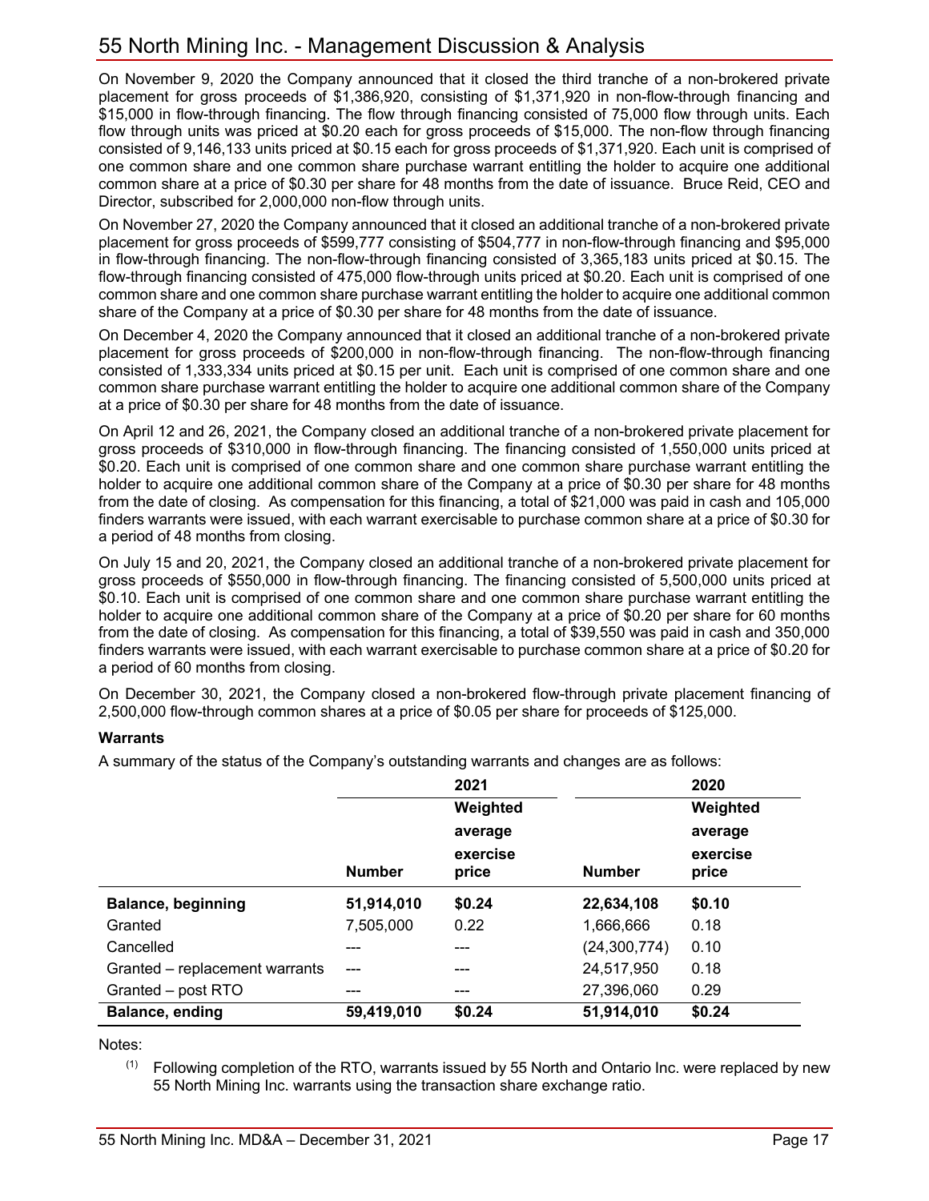On November 9, 2020 the Company announced that it closed the third tranche of a non-brokered private placement for gross proceeds of $1,386,920, consisting of $1,371,920 in non-flow-through financing and $15,000 in flow-through financing. The flow through financing consisted of 75,000 flow through units. Each flow through units was priced at $0.20 each for gross proceeds of $15,000. The non-flow through financing consisted of 9,146,133 units priced at $0.15 each for gross proceeds of $1,371,920. Each unit is comprised of one common share and one common share purchase warrant entitling the holder to acquire one additional common share at a price of $0.30 per share for 48 months from the date of issuance. Bruce Reid, CEO and Director, subscribed for 2,000,000 non-flow through units.

On November 27, 2020 the Company announced that it closed an additional tranche of a non-brokered private placement for gross proceeds of $599,777 consisting of $504,777 in non-flow-through financing and $95,000 in flow-through financing. The non-flow-through financing consisted of 3,365,183 units priced at $0.15. The flow-through financing consisted of 475,000 flow-through units priced at $0.20. Each unit is comprised of one common share and one common share purchase warrant entitling the holder to acquire one additional common share of the Company at a price of $0.30 per share for 48 months from the date of issuance.

On December 4, 2020 the Company announced that it closed an additional tranche of a non-brokered private placement for gross proceeds of $200,000 in non-flow-through financing. The non-flow-through financing consisted of 1,333,334 units priced at $0.15 per unit. Each unit is comprised of one common share and one common share purchase warrant entitling the holder to acquire one additional common share of the Company at a price of $0.30 per share for 48 months from the date of issuance.

On April 12 and 26, 2021, the Company closed an additional tranche of a non-brokered private placement for gross proceeds of $310,000 in flow-through financing. The financing consisted of 1,550,000 units priced at $0.20. Each unit is comprised of one common share and one common share purchase warrant entitling the holder to acquire one additional common share of the Company at a price of $0.30 per share for 48 months from the date of closing. As compensation for this financing, a total of $21,000 was paid in cash and 105,000 finders warrants were issued, with each warrant exercisable to purchase common share at a price of $0.30 for a period of 48 months from closing.

On July 15 and 20, 2021, the Company closed an additional tranche of a non-brokered private placement for gross proceeds of $550,000 in flow-through financing. The financing consisted of 5,500,000 units priced at $0.10. Each unit is comprised of one common share and one common share purchase warrant entitling the holder to acquire one additional common share of the Company at a price of $0.20 per share for 60 months from the date of closing. As compensation for this financing, a total of $39,550 was paid in cash and 350,000 finders warrants were issued, with each warrant exercisable to purchase common share at a price of $0.20 for a period of 60 months from closing.

On December 30, 2021, the Company closed a non-brokered flow-through private placement financing of 2,500,000 flow-through common shares at a price of $0.05 per share for proceeds of $125,000.

**Warrants**

A summary of the status of the Company's outstanding warrants and changes are as follows:

| | 2021 | | 2020 | |
|---|---|---|---|---|
| | **Number** | **Weighted average exercise price** | **Number** | **Weighted average exercise price** |
| **Balance, beginning** | **51,914,010** | **$0.24** | **22,634,108** | **$0.10** |
| Granted | 7,505,000 | 0.22 | 1,666,666 | 0.18 |
| Cancelled | --- | --- | (24,300,774) | 0.10 |
| Granted – replacement warrants | --- | --- | 24,517,950 | 0.18 |
| Granted – post RTO | --- | --- | 27,396,060 | 0.29 |
| **Balance, ending** | **59,419,010** | **$0.24** | **51,914,010** | **$0.24** |

Notes:

(1) Following completion of the RTO, warrants issued by 55 North and Ontario Inc. were replaced by new 55 North Mining Inc. warrants using the transaction share exchange ratio.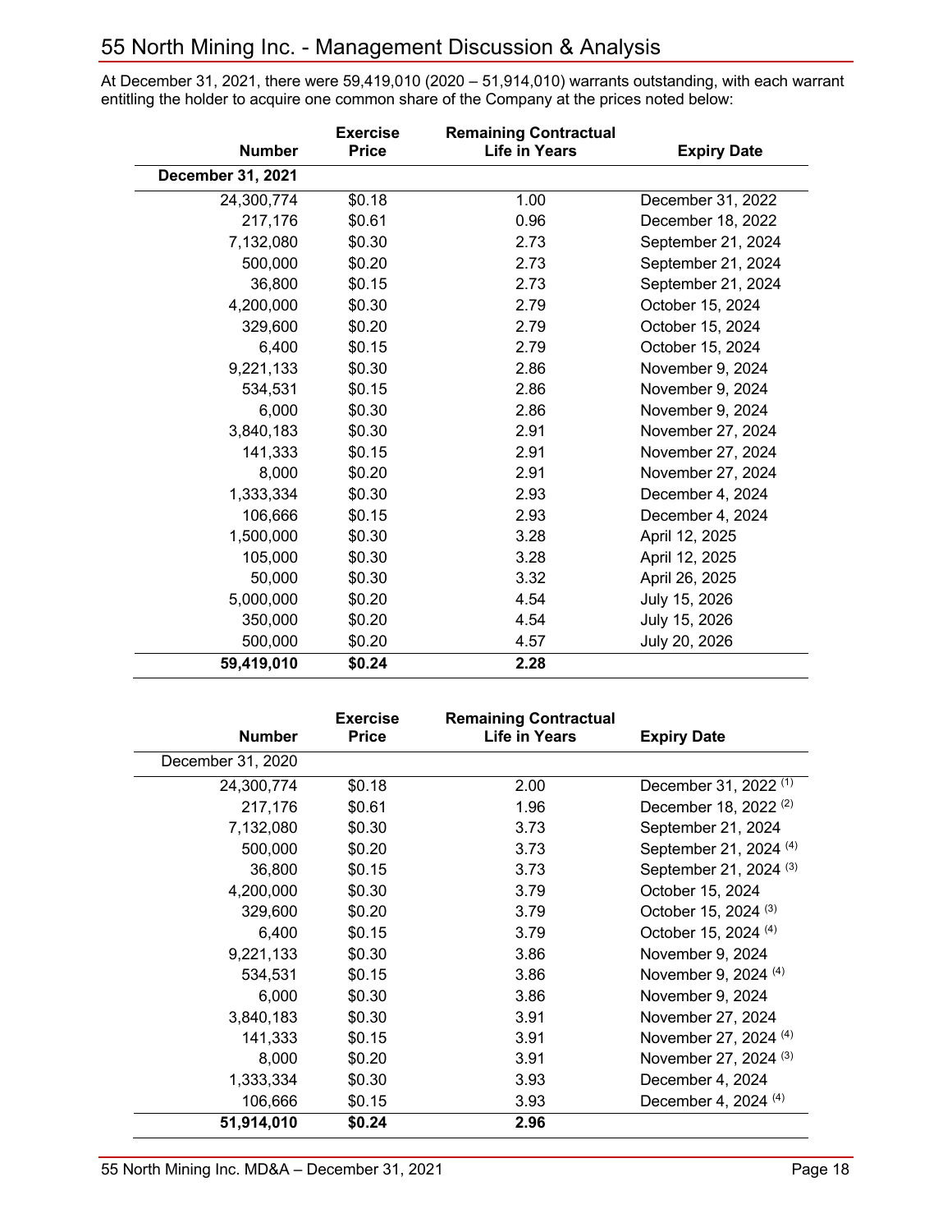At December 31, 2021, there were 59,419,010 (2020 – 51,914,010) warrants outstanding, with each warrant entitling the holder to acquire one common share of the Company at the prices noted below:

| Number | Exercise Price | Remaining Contractual Life in Years | Expiry Date |
|---|---|---|---|
| **December 31, 2021** | | | |
| 24,300,774 | $0.18 | 1.00 | December 31, 2022 |
| 217,176 | $0.61 | 0.96 | December 18, 2022 |
| 7,132,080 | $0.30 | 2.73 | September 21, 2024 |
| 500,000 | $0.20 | 2.73 | September 21, 2024 |
| 36,800 | $0.15 | 2.73 | September 21, 2024 |
| 4,200,000 | $0.30 | 2.79 | October 15, 2024 |
| 329,600 | $0.20 | 2.79 | October 15, 2024 |
| 6,400 | $0.15 | 2.79 | October 15, 2024 |
| 9,221,133 | $0.30 | 2.86 | November 9, 2024 |
| 534,531 | $0.15 | 2.86 | November 9, 2024 |
| 6,000 | $0.30 | 2.86 | November 9, 2024 |
| 3,840,183 | $0.30 | 2.91 | November 27, 2024 |
| 141,333 | $0.15 | 2.91 | November 27, 2024 |
| 8,000 | $0.20 | 2.91 | November 27, 2024 |
| 1,333,334 | $0.30 | 2.93 | December 4, 2024 |
| 106,666 | $0.15 | 2.93 | December 4, 2024 |
| 1,500,000 | $0.30 | 3.28 | April 12, 2025 |
| 105,000 | $0.30 | 3.28 | April 12, 2025 |
| 50,000 | $0.30 | 3.32 | April 26, 2025 |
| 5,000,000 | $0.20 | 4.54 | July 15, 2026 |
| 350,000 | $0.20 | 4.54 | July 15, 2026 |
| 500,000 | $0.20 | 4.57 | July 20, 2026 |
| **59,419,010** | **$0.24** | **2.28** | |

| Number | Exercise Price | Remaining Contractual Life in Years | Expiry Date |
|---|---|---|---|
| December 31, 2020 | | | |
| 24,300,774 | $0.18 | 2.00 | December 31, 2022 (1) |
| 217,176 | $0.61 | 1.96 | December 18, 2022 (2) |
| 7,132,080 | $0.30 | 3.73 | September 21, 2024 |
| 500,000 | $0.20 | 3.73 | September 21, 2024 (4) |
| 36,800 | $0.15 | 3.73 | September 21, 2024 (3) |
| 4,200,000 | $0.30 | 3.79 | October 15, 2024 |
| 329,600 | $0.20 | 3.79 | October 15, 2024 (3) |
| 6,400 | $0.15 | 3.79 | October 15, 2024 (4) |
| 9,221,133 | $0.30 | 3.86 | November 9, 2024 |
| 534,531 | $0.15 | 3.86 | November 9, 2024 (4) |
| 6,000 | $0.30 | 3.86 | November 9, 2024 |
| 3,840,183 | $0.30 | 3.91 | November 27, 2024 |
| 141,333 | $0.15 | 3.91 | November 27, 2024 (4) |
| 8,000 | $0.20 | 3.91 | November 27, 2024 (3) |
| 1,333,334 | $0.30 | 3.93 | December 4, 2024 |
| 106,666 | $0.15 | 3.93 | December 4, 2024 (4) |
| **51,914,010** | **$0.24** | **2.96** | |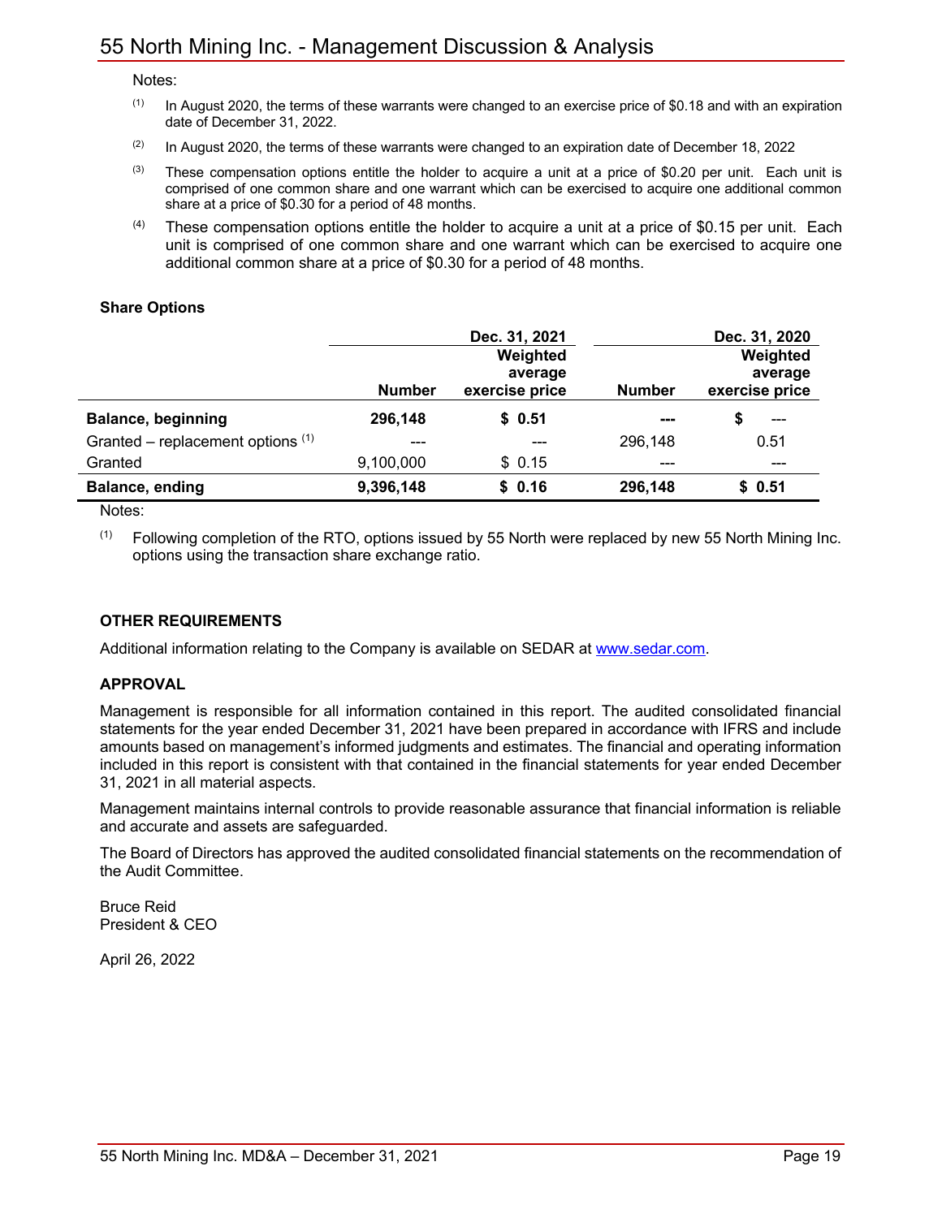Notes:

(1) In August 2020, the terms of these warrants were changed to an exercise price of $0.18 and with an expiration date of December 31, 2022.

(2) In August 2020, the terms of these warrants were changed to an expiration date of December 18, 2022

(3) These compensation options entitle the holder to acquire a unit at a price of $0.20 per unit. Each unit is comprised of one common share and one warrant which can be exercised to acquire one additional common share at a price of $0.30 for a period of 48 months.

(4) These compensation options entitle the holder to acquire a unit at a price of $0.15 per unit. Each unit is comprised of one common share and one warrant which can be exercised to acquire one additional common share at a price of $0.30 for a period of 48 months.

**Share Options**

| | Dec. 31, 2021 | | Dec. 31, 2020 | |
|---|---|---|---|---|
| | **Number** | **Weighted average exercise price** | **Number** | **Weighted average exercise price** |
| **Balance, beginning** | **296,148** | **$ 0.51** | **---** | **$ ---** |
| Granted – replacement options [1] | --- | --- | 296,148 | 0.51 |
| Granted | 9,100,000 | $ 0.15 | --- | --- |
| **Balance, ending** | **9,396,148** | **$ 0.16** | **296,148** | **$ 0.51** |

Notes:

(1) Following completion of the RTO, options issued by 55 North were replaced by new 55 North Mining Inc. options using the transaction share exchange ratio.

**OTHER REQUIREMENTS**

Additional information relating to the Company is available on SEDAR at www.sedar.com.

**APPROVAL**

Management is responsible for all information contained in this report. The audited consolidated financial statements for the year ended December 31, 2021 have been prepared in accordance with IFRS and include amounts based on management's informed judgments and estimates. The financial and operating information included in this report is consistent with that contained in the financial statements for year ended December 31, 2021 in all material aspects.

Management maintains internal controls to provide reasonable assurance that financial information is reliable and accurate and assets are safeguarded.

The Board of Directors has approved the audited consolidated financial statements on the recommendation of the Audit Committee.

Bruce Reid
President & CEO

April 26, 2022